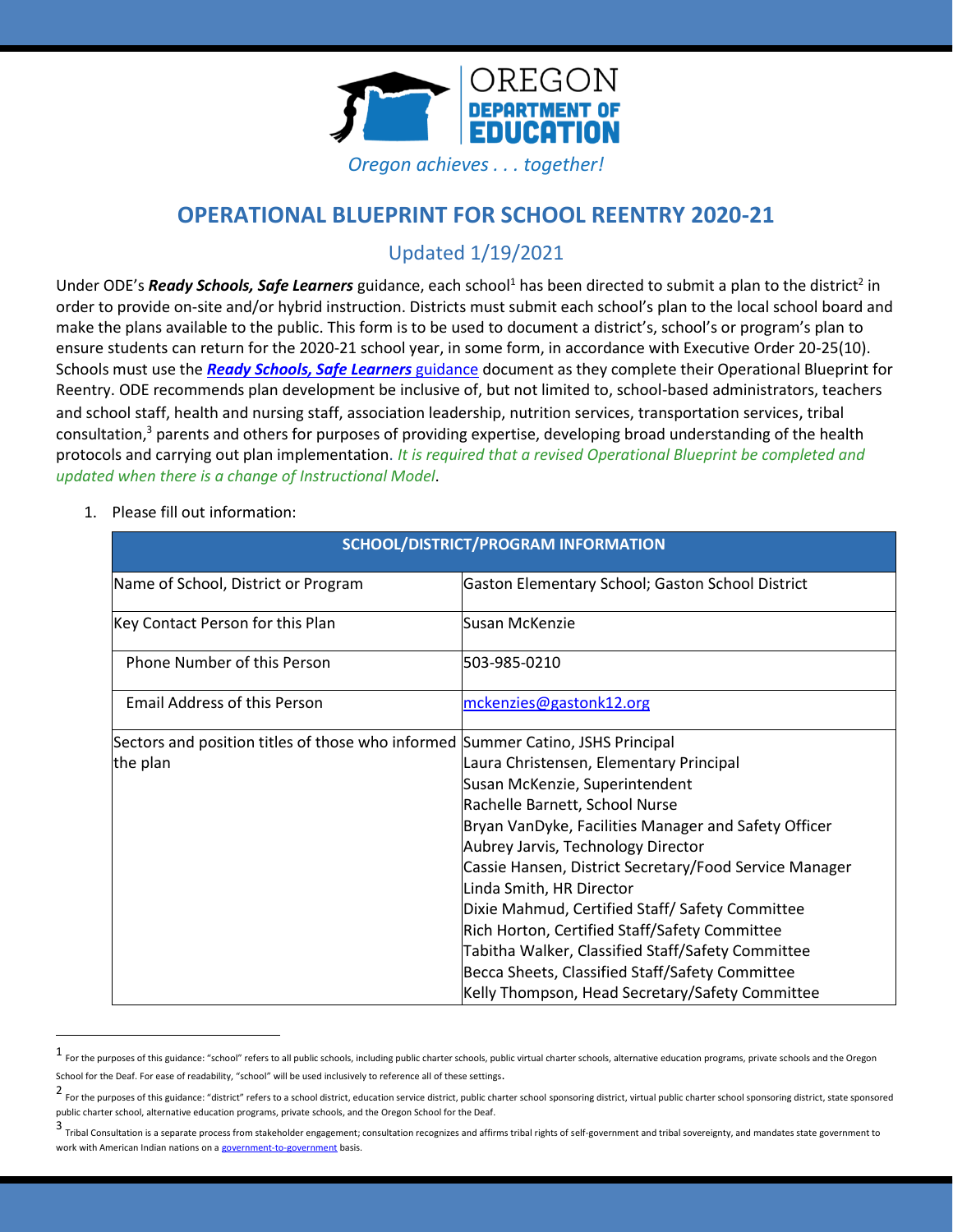OREGON DEPARTMENT OF EDUCATION

*Oregon achieves . . . together!*

# OPERATIONAL BLUEPRINT FOR SCHOOL REENTRY 2020-21

## Updated 1/19/2021

Under ODE's ***Ready Schools, Safe Learners*** guidance, each school[1] has been directed to submit a plan to the district[2] in order to provide on-site and/or hybrid instruction. Districts must submit each school's plan to the local school board and make the plans available to the public. This form is to be used to document a district's, school's or program's plan to ensure students can return for the 2020-21 school year, in some form, in accordance with Executive Order 20-25(10). Schools must use the ***Ready Schools, Safe Learners*** guidance document as they complete their Operational Blueprint for Reentry. ODE recommends plan development be inclusive of, but not limited to, school-based administrators, teachers and school staff, health and nursing staff, association leadership, nutrition services, transportation services, tribal consultation,[3] parents and others for purposes of providing expertise, developing broad understanding of the health protocols and carrying out plan implementation. *It is required that a revised Operational Blueprint be completed and updated when there is a change of Instructional Model*.

1. Please fill out information:

| SCHOOL/DISTRICT/PROGRAM INFORMATION | |
|---|---|
| Name of School, District or Program | Gaston Elementary School; Gaston School District |
| Key Contact Person for this Plan | Susan McKenzie |
| Phone Number of this Person | 503-985-0210 |
| Email Address of this Person | mckenzies@gastonk12.org |
| Sectors and position titles of those who informed the plan | Summer Catino, JSHS Principal<br>Laura Christensen, Elementary Principal<br>Susan McKenzie, Superintendent<br>Rachelle Barnett, School Nurse<br>Bryan VanDyke, Facilities Manager and Safety Officer<br>Aubrey Jarvis, Technology Director<br>Cassie Hansen, District Secretary/Food Service Manager<br>Linda Smith, HR Director<br>Dixie Mahmud, Certified Staff/ Safety Committee<br>Rich Horton, Certified Staff/Safety Committee<br>Tabitha Walker, Classified Staff/Safety Committee<br>Becca Sheets, Classified Staff/Safety Committee<br>Kelly Thompson, Head Secretary/Safety Committee |

---

[1] For the purposes of this guidance: "school" refers to all public schools, including public charter schools, public virtual charter schools, alternative education programs, private schools and the Oregon School for the Deaf. For ease of readability, "school" will be used inclusively to reference all of these settings.

[2] For the purposes of this guidance: "district" refers to a school district, education service district, public charter school sponsoring district, virtual public charter school sponsoring district, state sponsored public charter school, alternative education programs, private schools, and the Oregon School for the Deaf.

[3] Tribal Consultation is a separate process from stakeholder engagement; consultation recognizes and affirms tribal rights of self-government and tribal sovereignty, and mandates state government to work with American Indian nations on a government-to-government basis.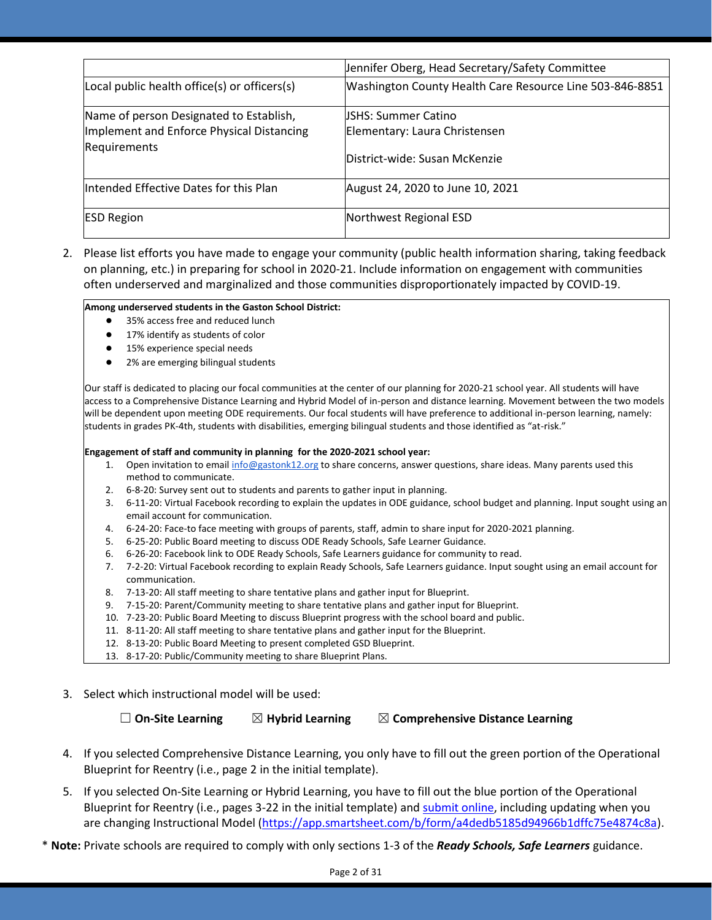| | |
|---|---|
| | Jennifer Oberg, Head Secretary/Safety Committee |
| Local public health office(s) or officers(s) | Washington County Health Care Resource Line 503-846-8851 |
| Name of person Designated to Establish, Implement and Enforce Physical Distancing Requirements | JSHS: Summer Catino<br>Elementary: Laura Christensen<br><br>District-wide: Susan McKenzie |
| Intended Effective Dates for this Plan | August 24, 2020 to June 10, 2021 |
| ESD Region | Northwest Regional ESD |

2. Please list efforts you have made to engage your community (public health information sharing, taking feedback on planning, etc.) in preparing for school in 2020-21. Include information on engagement with communities often underserved and marginalized and those communities disproportionately impacted by COVID-19.

**Among underserved students in the Gaston School District:**

- 35% access free and reduced lunch
- 17% identify as students of color
- 15% experience special needs
- 2% are emerging bilingual students

Our staff is dedicated to placing our focal communities at the center of our planning for 2020-21 school year. All students will have access to a Comprehensive Distance Learning and Hybrid Model of in-person and distance learning. Movement between the two models will be dependent upon meeting ODE requirements. Our focal students will have preference to additional in-person learning, namely: students in grades PK-4th, students with disabilities, emerging bilingual students and those identified as "at-risk."

**Engagement of staff and community in planning for the 2020-2021 school year:**

1. Open invitation to email [info@gastonk12.org](mailto:info@gastonk12.org) to share concerns, answer questions, share ideas. Many parents used this method to communicate.
2. 6-8-20: Survey sent out to students and parents to gather input in planning.
3. 6-11-20: Virtual Facebook recording to explain the updates in ODE guidance, school budget and planning. Input sought using an email account for communication.
4. 6-24-20: Face-to face meeting with groups of parents, staff, admin to share input for 2020-2021 planning.
5. 6-25-20: Public Board meeting to discuss ODE Ready Schools, Safe Learner Guidance.
6. 6-26-20: Facebook link to ODE Ready Schools, Safe Learners guidance for community to read.
7. 7-2-20: Virtual Facebook recording to explain Ready Schools, Safe Learners guidance. Input sought using an email account for communication.
8. 7-13-20: All staff meeting to share tentative plans and gather input for Blueprint.
9. 7-15-20: Parent/Community meeting to share tentative plans and gather input for Blueprint.
10. 7-23-20: Public Board Meeting to discuss Blueprint progress with the school board and public.
11. 8-11-20: All staff meeting to share tentative plans and gather input for the Blueprint.
12. 8-13-20: Public Board Meeting to present completed GSD Blueprint.
13. 8-17-20: Public/Community meeting to share Blueprint Plans.

3. Select which instructional model will be used:

   ☐ **On-Site Learning** ☒ **Hybrid Learning** ☒ **Comprehensive Distance Learning**

4. If you selected Comprehensive Distance Learning, you only have to fill out the green portion of the Operational Blueprint for Reentry (i.e., page 2 in the initial template).

5. If you selected On-Site Learning or Hybrid Learning, you have to fill out the blue portion of the Operational Blueprint for Reentry (i.e., pages 3-22 in the initial template) and [submit online](https://app.smartsheet.com/b/form/a4dedb5185d94966b1dffc75e4874c8a), including updating when you are changing Instructional Model (https://app.smartsheet.com/b/form/a4dedb5185d94966b1dffc75e4874c8a).

\* **Note:** Private schools are required to comply with only sections 1-3 of the ***Ready Schools, Safe Learners*** guidance.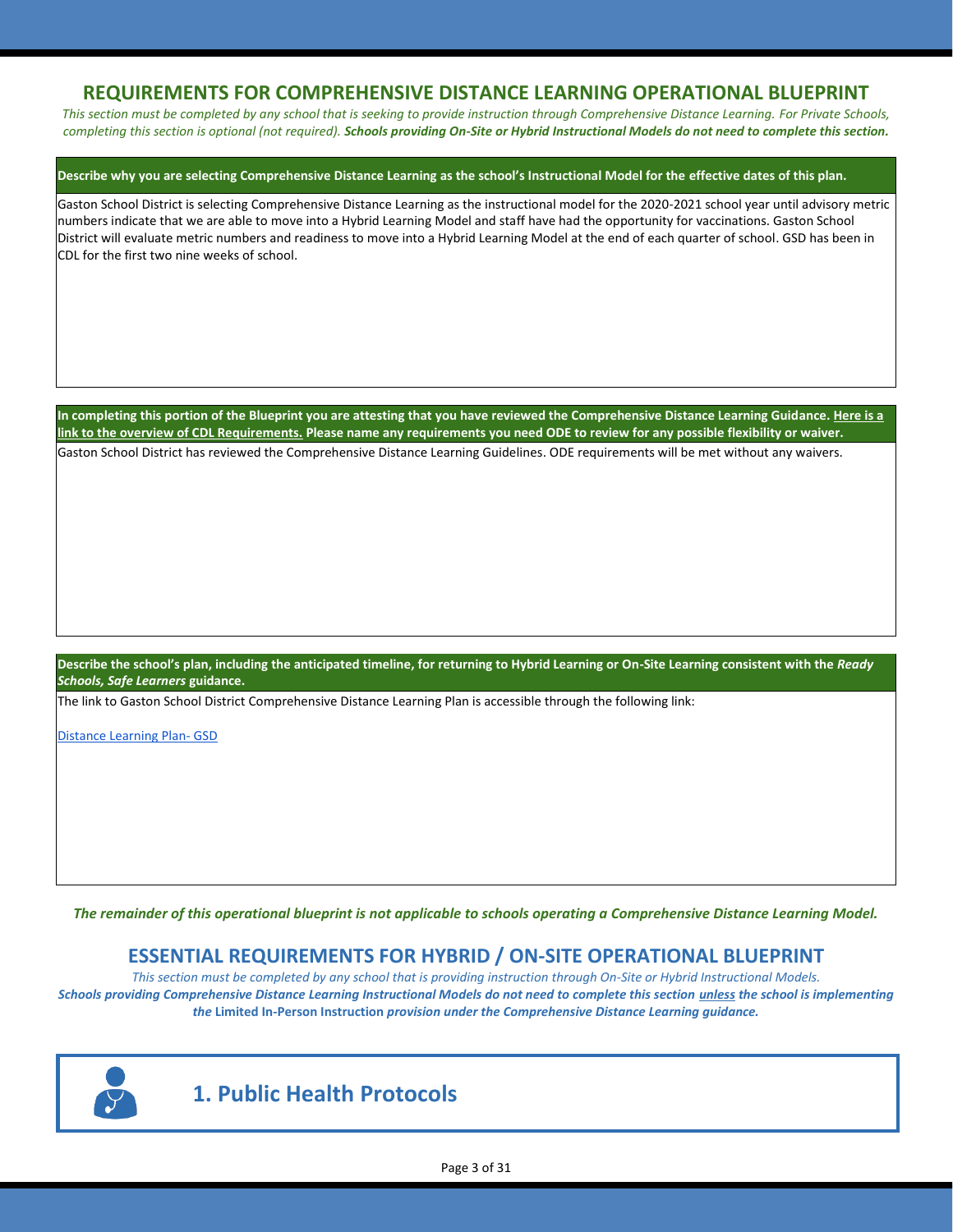## REQUIREMENTS FOR COMPREHENSIVE DISTANCE LEARNING OPERATIONAL BLUEPRINT

*This section must be completed by any school that is seeking to provide instruction through Comprehensive Distance Learning. For Private Schools, completing this section is optional (not required).* ***Schools providing On-Site or Hybrid Instructional Models do not need to complete this section.***

**Describe why you are selecting Comprehensive Distance Learning as the school's Instructional Model for the effective dates of this plan.**

Gaston School District is selecting Comprehensive Distance Learning as the instructional model for the 2020-2021 school year until advisory metric numbers indicate that we are able to move into a Hybrid Learning Model and staff have had the opportunity for vaccinations. Gaston School District will evaluate metric numbers and readiness to move into a Hybrid Learning Model at the end of each quarter of school. GSD has been in CDL for the first two nine weeks of school.

**In completing this portion of the Blueprint you are attesting that you have reviewed the Comprehensive Distance Learning Guidance. Here is a link to the overview of CDL Requirements. Please name any requirements you need ODE to review for any possible flexibility or waiver.**

Gaston School District has reviewed the Comprehensive Distance Learning Guidelines. ODE requirements will be met without any waivers.

**Describe the school's plan, including the anticipated timeline, for returning to Hybrid Learning or On-Site Learning consistent with the *Ready Schools, Safe Learners* guidance.**

The link to Gaston School District Comprehensive Distance Learning Plan is accessible through the following link:

Distance Learning Plan- GSD

***The remainder of this operational blueprint is not applicable to schools operating a Comprehensive Distance Learning Model.***

## ESSENTIAL REQUIREMENTS FOR HYBRID / ON-SITE OPERATIONAL BLUEPRINT

*This section must be completed by any school that is providing instruction through On-Site or Hybrid Instructional Models.*
***Schools providing Comprehensive Distance Learning Instructional Models do not need to complete this section unless the school is implementing the* Limited In-Person Instruction *provision under the Comprehensive Distance Learning guidance.***

## 1. Public Health Protocols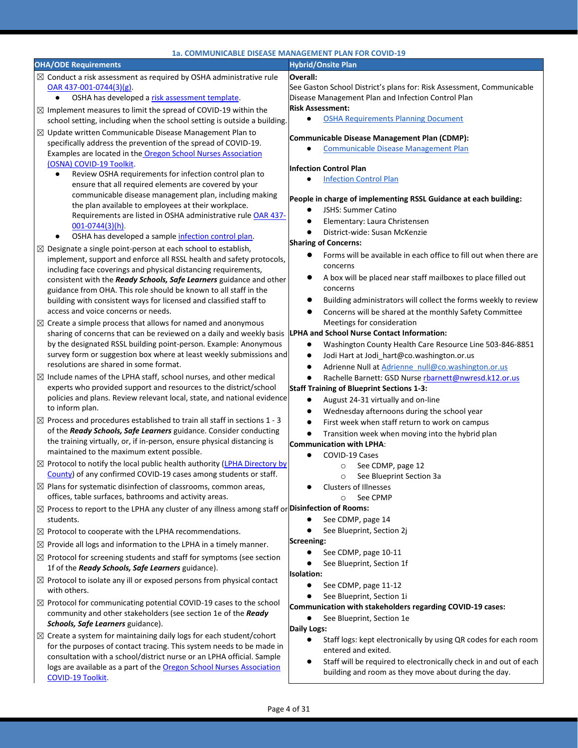### 1a. COMMUNICABLE DISEASE MANAGEMENT PLAN FOR COVID-19

| OHA/ODE Requirements | Hybrid/Onsite Plan |
|---|---|
| ☒ Conduct a risk assessment as required by OSHA administrative rule OAR 437-001-0744(3)(g).<br>● OSHA has developed a risk assessment template.<br>☒ Implement measures to limit the spread of COVID-19 within the school setting, including when the school setting is outside a building.<br>☒ Update written Communicable Disease Management Plan to specifically address the prevention of the spread of COVID-19. Examples are located in the Oregon School Nurses Association (OSNA) COVID-19 Toolkit.<br>● Review OSHA requirements for infection control plan to ensure that all required elements are covered by your communicable disease management plan, including making the plan available to employees at their workplace. Requirements are listed in OSHA administrative rule OAR 437-001-0744(3)(h).<br>● OSHA has developed a sample infection control plan.<br>☒ Designate a single point-person at each school to establish, implement, support and enforce all RSSL health and safety protocols, including face coverings and physical distancing requirements, consistent with the ***Ready Schools, Safe Learners*** guidance and other guidance from OHA. This role should be known to all staff in the building with consistent ways for licensed and classified staff to access and voice concerns or needs.<br>☒ Create a simple process that allows for named and anonymous sharing of concerns that can be reviewed on a daily and weekly basis by the designated RSSL building point-person. Example: Anonymous survey form or suggestion box where at least weekly submissions and resolutions are shared in some format.<br>☒ Include names of the LPHA staff, school nurses, and other medical experts who provided support and resources to the district/school policies and plans. Review relevant local, state, and national evidence to inform plan.<br>☒ Process and procedures established to train all staff in sections 1 - 3 of the ***Ready Schools, Safe Learners*** guidance. Consider conducting the training virtually, or, if in-person, ensure physical distancing is maintained to the maximum extent possible.<br>☒ Protocol to notify the local public health authority (LPHA Directory by County) of any confirmed COVID-19 cases among students or staff.<br>☒ Plans for systematic disinfection of classrooms, common areas, offices, table surfaces, bathrooms and activity areas.<br>☒ Process to report to the LPHA any cluster of any illness among staff or students.<br>☒ Protocol to cooperate with the LPHA recommendations.<br>☒ Provide all logs and information to the LPHA in a timely manner.<br>☒ Protocol for screening students and staff for symptoms (see section 1f of the ***Ready Schools, Safe Learners*** guidance).<br>☒ Protocol to isolate any ill or exposed persons from physical contact with others.<br>☒ Protocol for communicating potential COVID-19 cases to the school community and other stakeholders (see section 1e of the ***Ready Schools, Safe Learners*** guidance).<br>☒ Create a system for maintaining daily logs for each student/cohort for the purposes of contact tracing. This system needs to be made in consultation with a school/district nurse or an LPHA official. Sample logs are available as a part of the Oregon School Nurses Association COVID-19 Toolkit. | **Overall:**<br>See Gaston School District's plans for: Risk Assessment, Communicable Disease Management Plan and Infection Control Plan<br>**Risk Assessment:**<br>● OSHA Requirements Planning Document<br><br>**Communicable Disease Management Plan (CDMP):**<br>● Communicable Disease Management Plan<br><br>**Infection Control Plan**<br>● Infection Control Plan<br><br>**People in charge of implementing RSSL Guidance at each building:**<br>● JSHS: Summer Catino<br>● Elementary: Laura Christensen<br>● District-wide: Susan McKenzie<br>**Sharing of Concerns:**<br>● Forms will be available in each office to fill out when there are concerns<br>● A box will be placed near staff mailboxes to place filled out concerns<br>● Building administrators will collect the forms weekly to review<br>● Concerns will be shared at the monthly Safety Committee Meetings for consideration<br>**LPHA and School Nurse Contact Information:**<br>● Washington County Health Care Resource Line 503-846-8851<br>● Jodi Hart at Jodi_hart@co.washington.or.us<br>● Adrienne Null at Adrienne_null@co.washington.or.us<br>● Rachelle Barnett: GSD Nurse rbarnett@nwresd.k12.or.us<br>**Staff Training of Blueprint Sections 1-3:**<br>● August 24-31 virtually and on-line<br>● Wednesday afternoons during the school year<br>● First week when staff return to work on campus<br>● Transition week when moving into the hybrid plan<br>**Communication with LPHA**:<br>● COVID-19 Cases<br>○ See CDMP, page 12<br>○ See Blueprint Section 3a<br>● Clusters of Illnesses<br>○ See CPMP<br>**Disinfection of Rooms:**<br>● See CDMP, page 14<br>● See Blueprint, Section 2j<br>**Screening:**<br>● See CDMP, page 10-11<br>● See Blueprint, Section 1f<br>**Isolation:**<br>● See CDMP, page 11-12<br>● See Blueprint, Section 1i<br>**Communication with stakeholders regarding COVID-19 cases:**<br>● See Blueprint, Section 1e<br>**Daily Logs:**<br>● Staff logs: kept electronically by using QR codes for each room entered and exited.<br>● Staff will be required to electronically check in and out of each building and room as they move about during the day. |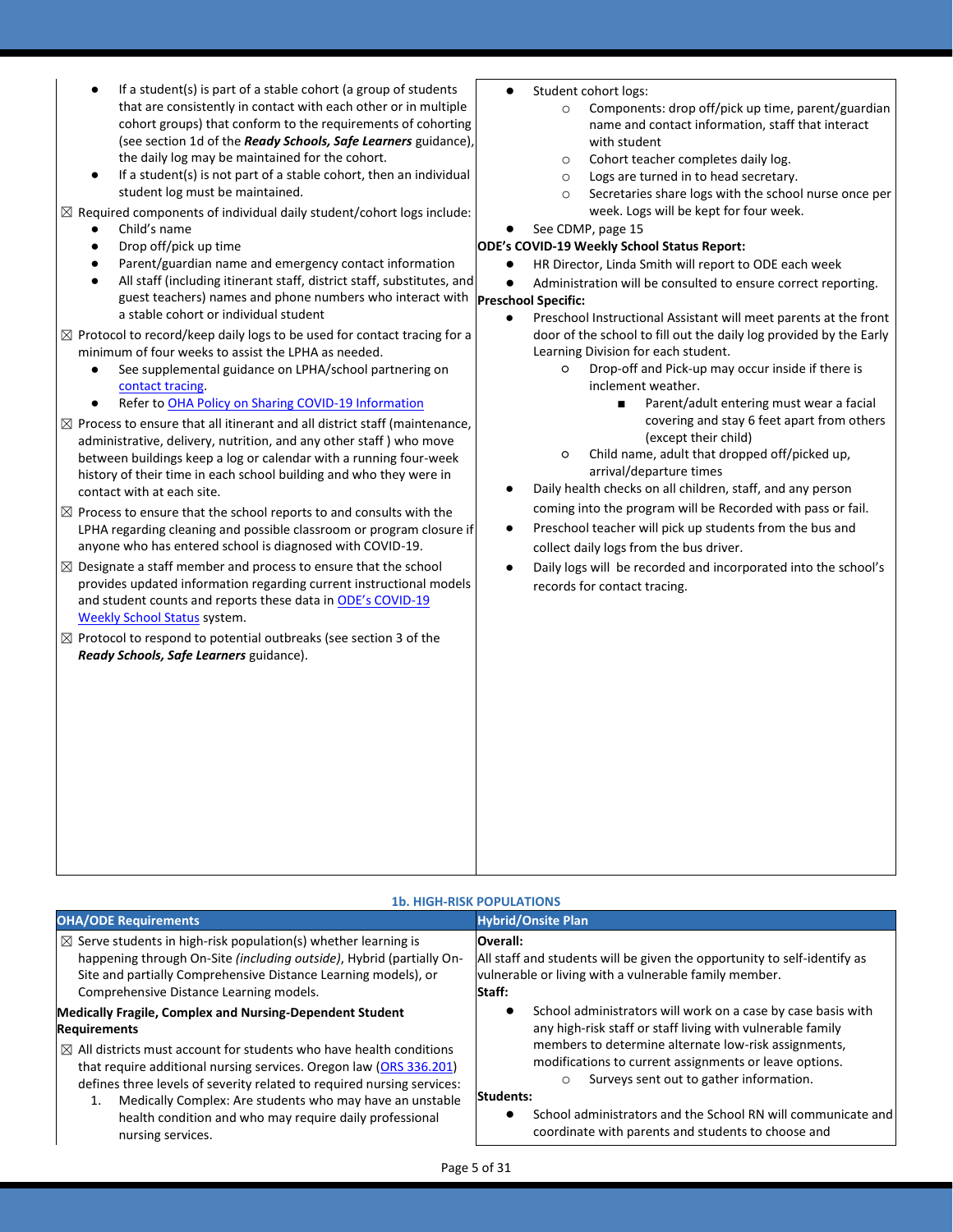| | |
|---|---|
| ● If a student(s) is part of a stable cohort (a group of students that are consistently in contact with each other or in multiple cohort groups) that conform to the requirements of cohorting (see section 1d of the ***Ready Schools, Safe Learners*** guidance), the daily log may be maintained for the cohort.<br>● If a student(s) is not part of a stable cohort, then an individual student log must be maintained.<br>☒ Required components of individual daily student/cohort logs include:<br>● Child's name<br>● Drop off/pick up time<br>● Parent/guardian name and emergency contact information<br>● All staff (including itinerant staff, district staff, substitutes, and guest teachers) names and phone numbers who interact with a stable cohort or individual student<br>☒ Protocol to record/keep daily logs to be used for contact tracing for a minimum of four weeks to assist the LPHA as needed.<br>● See supplemental guidance on LPHA/school partnering on contact tracing.<br>● Refer to OHA Policy on Sharing COVID-19 Information<br>☒ Process to ensure that all itinerant and all district staff (maintenance, administrative, delivery, nutrition, and any other staff ) who move between buildings keep a log or calendar with a running four-week history of their time in each school building and who they were in contact with at each site.<br>☒ Process to ensure that the school reports to and consults with the LPHA regarding cleaning and possible classroom or program closure if anyone who has entered school is diagnosed with COVID-19.<br>☒ Designate a staff member and process to ensure that the school provides updated information regarding current instructional models and student counts and reports these data in ODE's COVID-19 Weekly School Status system.<br>☒ Protocol to respond to potential outbreaks (see section 3 of the ***Ready Schools, Safe Learners*** guidance). | ● Student cohort logs:<br>○ Components: drop off/pick up time, parent/guardian name and contact information, staff that interact with student<br>○ Cohort teacher completes daily log.<br>○ Logs are turned in to head secretary.<br>○ Secretaries share logs with the school nurse once per week. Logs will be kept for four week.<br>● See CDMP, page 15<br>**ODE's COVID-19 Weekly School Status Report:**<br>● HR Director, Linda Smith will report to ODE each week<br>● Administration will be consulted to ensure correct reporting.<br>**Preschool Specific:**<br>● Preschool Instructional Assistant will meet parents at the front door of the school to fill out the daily log provided by the Early Learning Division for each student.<br>○ Drop-off and Pick-up may occur inside if there is inclement weather.<br>■ Parent/adult entering must wear a facial covering and stay 6 feet apart from others (except their child)<br>○ Child name, adult that dropped off/picked up, arrival/departure times<br>● Daily health checks on all children, staff, and any person coming into the program will be Recorded with pass or fail.<br>● Preschool teacher will pick up students from the bus and collect daily logs from the bus driver.<br>● Daily logs will be recorded and incorporated into the school's records for contact tracing. |

### 1b. HIGH-RISK POPULATIONS

| OHA/ODE Requirements | Hybrid/Onsite Plan |
|---|---|
| ☒ Serve students in high-risk population(s) whether learning is happening through On-Site *(including outside)*, Hybrid (partially On-Site and partially Comprehensive Distance Learning models), or Comprehensive Distance Learning models.<br>**Medically Fragile, Complex and Nursing-Dependent Student Requirements**<br>☒ All districts must account for students who have health conditions that require additional nursing services. Oregon law (ORS 336.201) defines three levels of severity related to required nursing services:<br>1. Medically Complex: Are students who may have an unstable health condition and who may require daily professional nursing services. | **Overall:**<br>All staff and students will be given the opportunity to self-identify as vulnerable or living with a vulnerable family member.<br>**Staff:**<br>● School administrators will work on a case by case basis with any high-risk staff or staff living with vulnerable family members to determine alternate low-risk assignments, modifications to current assignments or leave options.<br>○ Surveys sent out to gather information.<br>**Students:**<br>● School administrators and the School RN will communicate and coordinate with parents and students to choose and |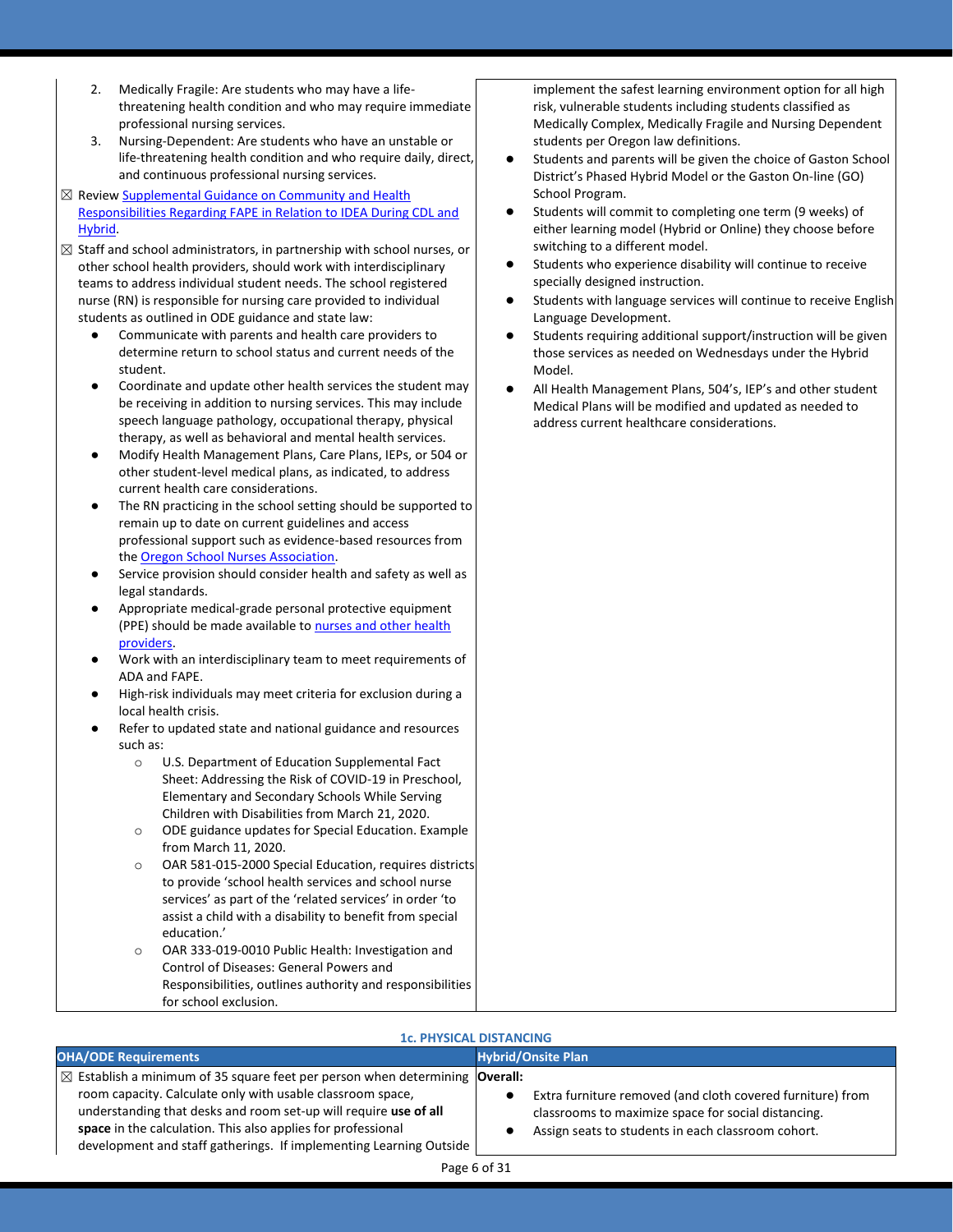| OHA/ODE Requirements | Hybrid/Onsite Plan |
| --- | --- |
| 2. Medically Fragile: Are students who may have a life-threatening health condition and who may require immediate professional nursing services.<br>3. Nursing-Dependent: Are students who have an unstable or life-threatening health condition and who require daily, direct, and continuous professional nursing services.<br>☒ Review Supplemental Guidance on Community and Health Responsibilities Regarding FAPE in Relation to IDEA During CDL and Hybrid.<br>☒ Staff and school administrators, in partnership with school nurses, or other school health providers, should work with interdisciplinary teams to address individual student needs. The school registered nurse (RN) is responsible for nursing care provided to individual students as outlined in ODE guidance and state law:<br>● Communicate with parents and health care providers to determine return to school status and current needs of the student.<br>● Coordinate and update other health services the student may be receiving in addition to nursing services. This may include speech language pathology, occupational therapy, physical therapy, as well as behavioral and mental health services.<br>● Modify Health Management Plans, Care Plans, IEPs, or 504 or other student-level medical plans, as indicated, to address current health care considerations.<br>● The RN practicing in the school setting should be supported to remain up to date on current guidelines and access professional support such as evidence-based resources from the Oregon School Nurses Association.<br>● Service provision should consider health and safety as well as legal standards.<br>● Appropriate medical-grade personal protective equipment (PPE) should be made available to nurses and other health providers.<br>● Work with an interdisciplinary team to meet requirements of ADA and FAPE.<br>● High-risk individuals may meet criteria for exclusion during a local health crisis.<br>● Refer to updated state and national guidance and resources such as:<br>○ U.S. Department of Education Supplemental Fact Sheet: Addressing the Risk of COVID-19 in Preschool, Elementary and Secondary Schools While Serving Children with Disabilities from March 21, 2020.<br>○ ODE guidance updates for Special Education. Example from March 11, 2020.<br>○ OAR 581-015-2000 Special Education, requires districts to provide 'school health services and school nurse services' as part of the 'related services' in order 'to assist a child with a disability to benefit from special education.'<br>○ OAR 333-019-0010 Public Health: Investigation and Control of Diseases: General Powers and Responsibilities, outlines authority and responsibilities for school exclusion. | implement the safest learning environment option for all high risk, vulnerable students including students classified as Medically Complex, Medically Fragile and Nursing Dependent students per Oregon law definitions.<br>● Students and parents will be given the choice of Gaston School District's Phased Hybrid Model or the Gaston On-line (GO) School Program.<br>● Students will commit to completing one term (9 weeks) of either learning model (Hybrid or Online) they choose before switching to a different model.<br>● Students who experience disability will continue to receive specially designed instruction.<br>● Students with language services will continue to receive English Language Development.<br>● Students requiring additional support/instruction will be given those services as needed on Wednesdays under the Hybrid Model.<br>● All Health Management Plans, 504's, IEP's and other student Medical Plans will be modified and updated as needed to address current healthcare considerations. |

### 1c. PHYSICAL DISTANCING

| OHA/ODE Requirements | Hybrid/Onsite Plan |
| --- | --- |
| ☒ Establish a minimum of 35 square feet per person when determining room capacity. Calculate only with usable classroom space, understanding that desks and room set-up will require **use of all space** in the calculation. This also applies for professional development and staff gatherings. If implementing Learning Outside | **Overall:**<br>● Extra furniture removed (and cloth covered furniture) from classrooms to maximize space for social distancing.<br>● Assign seats to students in each classroom cohort. |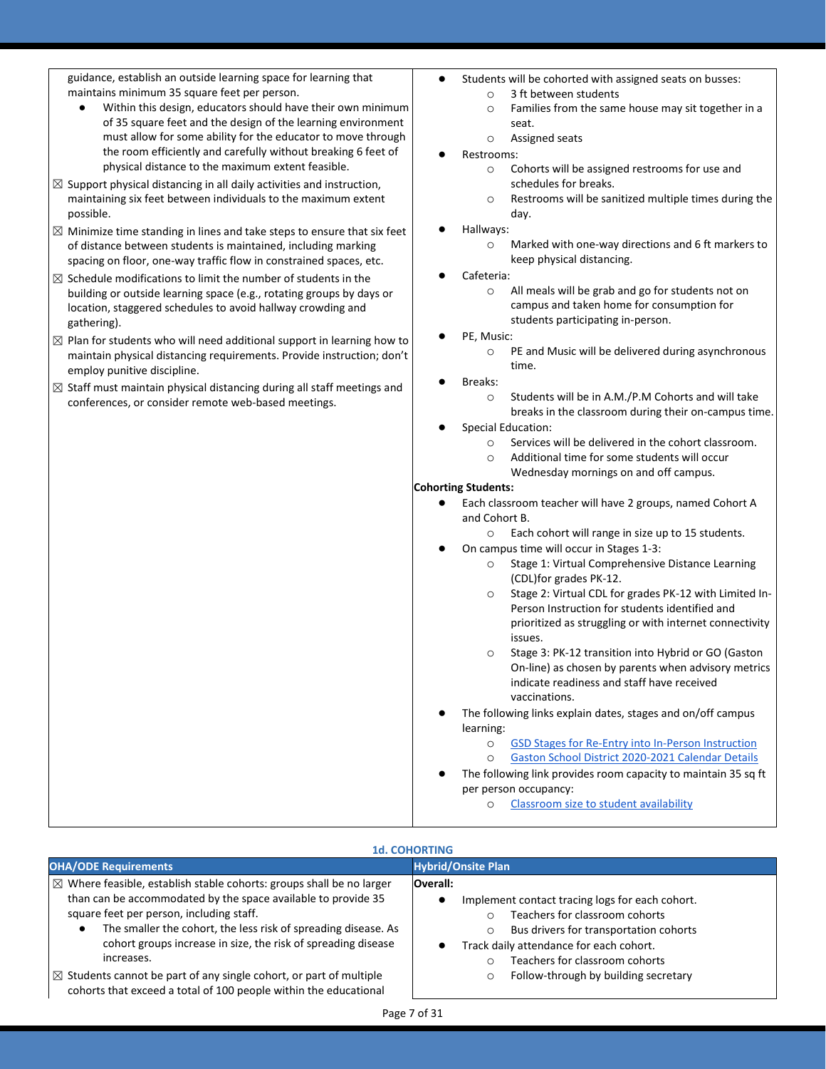| OHA/ODE Requirements | Hybrid/Onsite Plan |
|---|---|
| guidance, establish an outside learning space for learning that maintains minimum 35 square feet per person.<br>• Within this design, educators should have their own minimum of 35 square feet and the design of the learning environment must allow for some ability for the educator to move through the room efficiently and carefully without breaking 6 feet of physical distance to the maximum extent feasible.<br>☒ Support physical distancing in all daily activities and instruction, maintaining six feet between individuals to the maximum extent possible.<br>☒ Minimize time standing in lines and take steps to ensure that six feet of distance between students is maintained, including marking spacing on floor, one-way traffic flow in constrained spaces, etc.<br>☒ Schedule modifications to limit the number of students in the building or outside learning space (e.g., rotating groups by days or location, staggered schedules to avoid hallway crowding and gathering).<br>☒ Plan for students who will need additional support in learning how to maintain physical distancing requirements. Provide instruction; don't employ punitive discipline.<br>☒ Staff must maintain physical distancing during all staff meetings and conferences, or consider remote web-based meetings. | • Students will be cohorted with assigned seats on busses:<br>&nbsp;&nbsp;○ 3 ft between students<br>&nbsp;&nbsp;○ Families from the same house may sit together in a seat.<br>&nbsp;&nbsp;○ Assigned seats<br>• Restrooms:<br>&nbsp;&nbsp;○ Cohorts will be assigned restrooms for use and schedules for breaks.<br>&nbsp;&nbsp;○ Restrooms will be sanitized multiple times during the day.<br>• Hallways:<br>&nbsp;&nbsp;○ Marked with one-way directions and 6 ft markers to keep physical distancing.<br>• Cafeteria:<br>&nbsp;&nbsp;○ All meals will be grab and go for students not on campus and taken home for consumption for students participating in-person.<br>• PE, Music:<br>&nbsp;&nbsp;○ PE and Music will be delivered during asynchronous time.<br>• Breaks:<br>&nbsp;&nbsp;○ Students will be in A.M./P.M Cohorts and will take breaks in the classroom during their on-campus time.<br>• Special Education:<br>&nbsp;&nbsp;○ Services will be delivered in the cohort classroom.<br>&nbsp;&nbsp;○ Additional time for some students will occur Wednesday mornings on and off campus.<br>**Cohorting Students:**<br>• Each classroom teacher will have 2 groups, named Cohort A and Cohort B.<br>&nbsp;&nbsp;○ Each cohort will range in size up to 15 students.<br>• On campus time will occur in Stages 1-3:<br>&nbsp;&nbsp;○ Stage 1: Virtual Comprehensive Distance Learning (CDL)for grades PK-12.<br>&nbsp;&nbsp;○ Stage 2: Virtual CDL for grades PK-12 with Limited In-Person Instruction for students identified and prioritized as struggling or with internet connectivity issues.<br>&nbsp;&nbsp;○ Stage 3: PK-12 transition into Hybrid or GO (Gaston On-line) as chosen by parents when advisory metrics indicate readiness and staff have received vaccinations.<br>• The following links explain dates, stages and on/off campus learning:<br>&nbsp;&nbsp;○ GSD Stages for Re-Entry into In-Person Instruction<br>&nbsp;&nbsp;○ Gaston School District 2020-2021 Calendar Details<br>• The following link provides room capacity to maintain 35 sq ft per person occupancy:<br>&nbsp;&nbsp;○ Classroom size to student availability |

### 1d. COHORTING

| OHA/ODE Requirements | Hybrid/Onsite Plan |
|---|---|
| ☒ Where feasible, establish stable cohorts: groups shall be no larger than can be accommodated by the space available to provide 35 square feet per person, including staff.<br>• The smaller the cohort, the less risk of spreading disease. As cohort groups increase in size, the risk of spreading disease increases.<br>☒ Students cannot be part of any single cohort, or part of multiple cohorts that exceed a total of 100 people within the educational | **Overall:**<br>• Implement contact tracing logs for each cohort.<br>&nbsp;&nbsp;○ Teachers for classroom cohorts<br>&nbsp;&nbsp;○ Bus drivers for transportation cohorts<br>• Track daily attendance for each cohort.<br>&nbsp;&nbsp;○ Teachers for classroom cohorts<br>&nbsp;&nbsp;○ Follow-through by building secretary |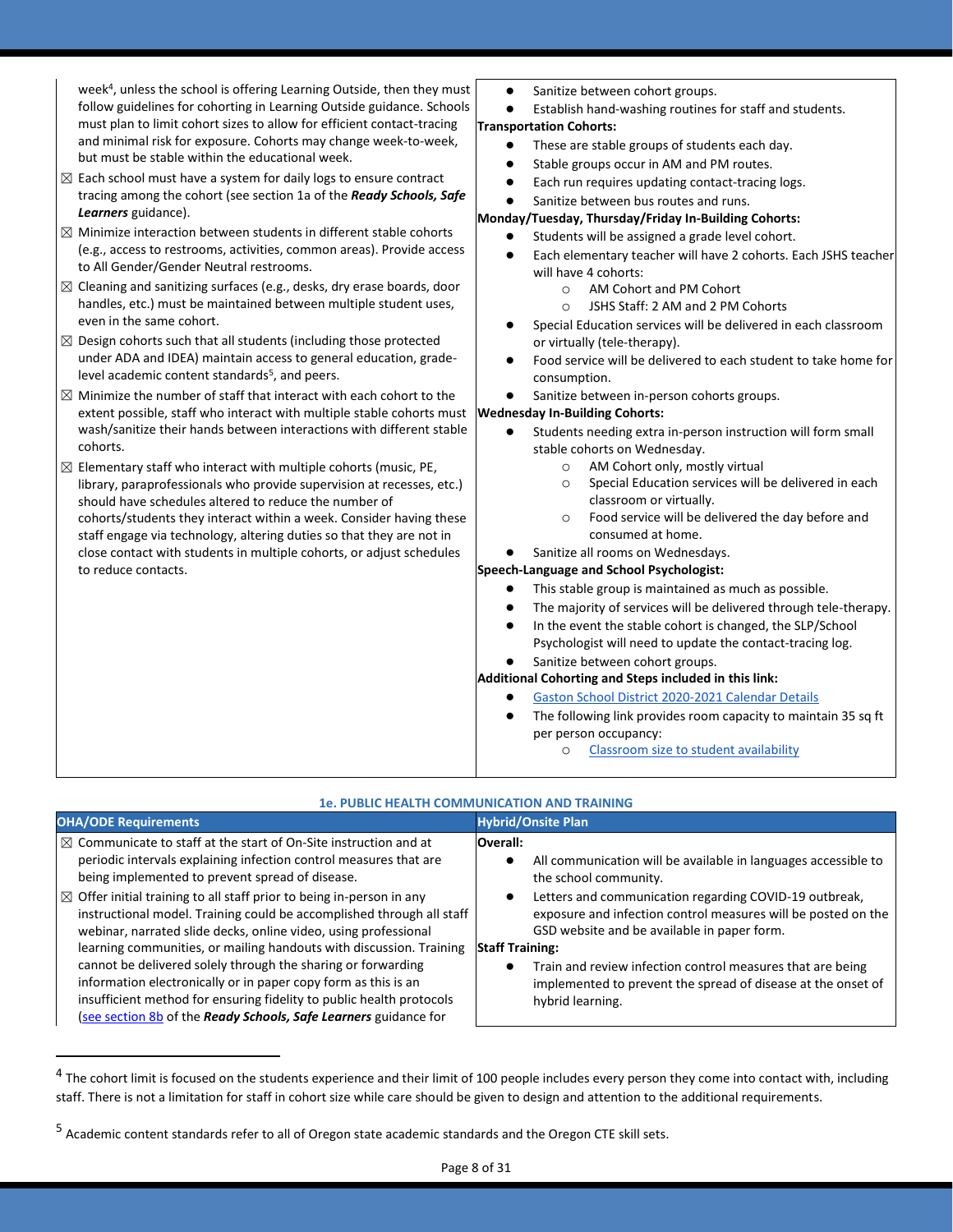| | |
|---|---|
| week[4], unless the school is offering Learning Outside, then they must follow guidelines for cohorting in Learning Outside guidance. Schools must plan to limit cohort sizes to allow for efficient contact-tracing and minimal risk for exposure. Cohorts may change week-to-week, but must be stable within the educational week.<br>☒ Each school must have a system for daily logs to ensure contract tracing among the cohort (see section 1a of the ***Ready Schools, Safe Learners*** guidance).<br>☒ Minimize interaction between students in different stable cohorts (e.g., access to restrooms, activities, common areas). Provide access to All Gender/Gender Neutral restrooms.<br>☒ Cleaning and sanitizing surfaces (e.g., desks, dry erase boards, door handles, etc.) must be maintained between multiple student uses, even in the same cohort.<br>☒ Design cohorts such that all students (including those protected under ADA and IDEA) maintain access to general education, grade-level academic content standards[5], and peers.<br>☒ Minimize the number of staff that interact with each cohort to the extent possible, staff who interact with multiple stable cohorts must wash/sanitize their hands between interactions with different stable cohorts.<br>☒ Elementary staff who interact with multiple cohorts (music, PE, library, paraprofessionals who provide supervision at recesses, etc.) should have schedules altered to reduce the number of cohorts/students they interact within a week. Consider having these staff engage via technology, altering duties so that they are not in close contact with students in multiple cohorts, or adjust schedules to reduce contacts. | • Sanitize between cohort groups.<br>• Establish hand-washing routines for staff and students.<br>**Transportation Cohorts:**<br>• These are stable groups of students each day.<br>• Stable groups occur in AM and PM routes.<br>• Each run requires updating contact-tracing logs.<br>• Sanitize between bus routes and runs.<br>**Monday/Tuesday, Thursday/Friday In-Building Cohorts:**<br>• Students will be assigned a grade level cohort.<br>• Each elementary teacher will have 2 cohorts. Each JSHS teacher will have 4 cohorts:<br>  ○ AM Cohort and PM Cohort<br>  ○ JSHS Staff: 2 AM and 2 PM Cohorts<br>• Special Education services will be delivered in each classroom or virtually (tele-therapy).<br>• Food service will be delivered to each student to take home for consumption.<br>• Sanitize between in-person cohorts groups.<br>**Wednesday In-Building Cohorts:**<br>• Students needing extra in-person instruction will form small stable cohorts on Wednesday.<br>  ○ AM Cohort only, mostly virtual<br>  ○ Special Education services will be delivered in each classroom or virtually.<br>  ○ Food service will be delivered the day before and consumed at home.<br>• Sanitize all rooms on Wednesdays.<br>**Speech-Language and School Psychologist:**<br>• This stable group is maintained as much as possible.<br>• The majority of services will be delivered through tele-therapy.<br>• In the event the stable cohort is changed, the SLP/School Psychologist will need to update the contact-tracing log.<br>• Sanitize between cohort groups.<br>**Additional Cohorting and Steps included in this link:**<br>• [Gaston School District 2020-2021 Calendar Details]()<br>• The following link provides room capacity to maintain 35 sq ft per person occupancy:<br>  ○ [Classroom size to student availability]() |

**1e. PUBLIC HEALTH COMMUNICATION AND TRAINING**

| OHA/ODE Requirements | Hybrid/Onsite Plan |
|---|---|
| ☒ Communicate to staff at the start of On-Site instruction and at periodic intervals explaining infection control measures that are being implemented to prevent spread of disease.<br>☒ Offer initial training to all staff prior to being in-person in any instructional model. Training could be accomplished through all staff webinar, narrated slide decks, online video, using professional learning communities, or mailing handouts with discussion. Training cannot be delivered solely through the sharing or forwarding information electronically or in paper copy form as this is an insufficient method for ensuring fidelity to public health protocols ([see section 8b]() of the ***Ready Schools, Safe Learners*** guidance for | **Overall:**<br>• All communication will be available in languages accessible to the school community.<br>• Letters and communication regarding COVID-19 outbreak, exposure and infection control measures will be posted on the GSD website and be available in paper form.<br>**Staff Training:**<br>• Train and review infection control measures that are being implemented to prevent the spread of disease at the onset of hybrid learning. |

[4] The cohort limit is focused on the students experience and their limit of 100 people includes every person they come into contact with, including staff. There is not a limitation for staff in cohort size while care should be given to design and attention to the additional requirements.

[5] Academic content standards refer to all of Oregon state academic standards and the Oregon CTE skill sets.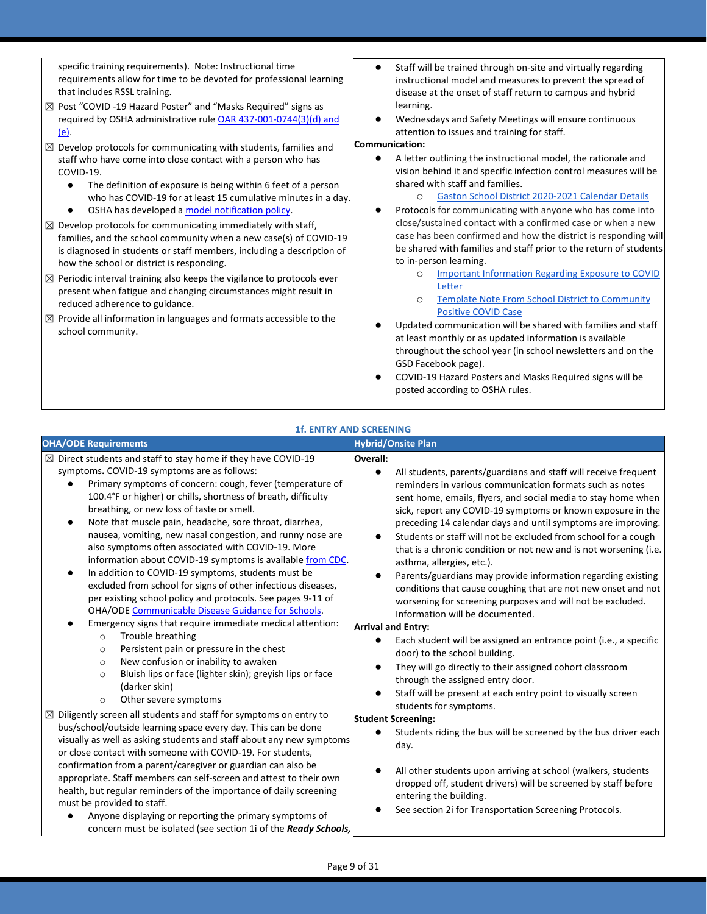| | |
|---|---|
| specific training requirements). Note: Instructional time requirements allow for time to be devoted for professional learning that includes RSSL training.<br>☒ Post "COVID -19 Hazard Poster" and "Masks Required" signs as required by OSHA administrative rule OAR 437-001-0744(3)(d) and (e).<br>☒ Develop protocols for communicating with students, families and staff who have come into close contact with a person who has COVID-19.<br>● The definition of exposure is being within 6 feet of a person who has COVID-19 for at least 15 cumulative minutes in a day.<br>● OSHA has developed a model notification policy.<br>☒ Develop protocols for communicating immediately with staff, families, and the school community when a new case(s) of COVID-19 is diagnosed in students or staff members, including a description of how the school or district is responding.<br>☒ Periodic interval training also keeps the vigilance to protocols ever present when fatigue and changing circumstances might result in reduced adherence to guidance.<br>☒ Provide all information in languages and formats accessible to the school community. | ● Staff will be trained through on-site and virtually regarding instructional model and measures to prevent the spread of disease at the onset of staff return to campus and hybrid learning.<br>● Wednesdays and Safety Meetings will ensure continuous attention to issues and training for staff.<br>**Communication:**<br>● A letter outlining the instructional model, the rationale and vision behind it and specific infection control measures will be shared with staff and families.<br>○ Gaston School District 2020-2021 Calendar Details<br>● Protocols for communicating with anyone who has come into close/sustained contact with a confirmed case or when a new case has been confirmed and how the district is responding will be shared with families and staff prior to the return of students to in-person learning.<br>○ Important Information Regarding Exposure to COVID Letter<br>○ Template Note From School District to Community Positive COVID Case<br>● Updated communication will be shared with families and staff at least monthly or as updated information is available throughout the school year (in school newsletters and on the GSD Facebook page).<br>● COVID-19 Hazard Posters and Masks Required signs will be posted according to OSHA rules. |

## 1f. ENTRY AND SCREENING

| OHA/ODE Requirements | Hybrid/Onsite Plan |
|---|---|
| ☒ Direct students and staff to stay home if they have COVID-19 symptoms. COVID-19 symptoms are as follows:<br>● Primary symptoms of concern: cough, fever (temperature of 100.4°F or higher) or chills, shortness of breath, difficulty breathing, or new loss of taste or smell.<br>● Note that muscle pain, headache, sore throat, diarrhea, nausea, vomiting, new nasal congestion, and runny nose are also symptoms often associated with COVID-19. More information about COVID-19 symptoms is available from CDC.<br>● In addition to COVID-19 symptoms, students must be excluded from school for signs of other infectious diseases, per existing school policy and protocols. See pages 9-11 of OHA/ODE Communicable Disease Guidance for Schools.<br>● Emergency signs that require immediate medical attention:<br>○ Trouble breathing<br>○ Persistent pain or pressure in the chest<br>○ New confusion or inability to awaken<br>○ Bluish lips or face (lighter skin); greyish lips or face (darker skin)<br>○ Other severe symptoms<br>☒ Diligently screen all students and staff for symptoms on entry to bus/school/outside learning space every day. This can be done visually as well as asking students and staff about any new symptoms or close contact with someone with COVID-19. For students, confirmation from a parent/caregiver or guardian can also be appropriate. Staff members can self-screen and attest to their own health, but regular reminders of the importance of daily screening must be provided to staff.<br>● Anyone displaying or reporting the primary symptoms of concern must be isolated (see section 1i of the ***Ready Schools,*** | **Overall:**<br>● All students, parents/guardians and staff will receive frequent reminders in various communication formats such as notes sent home, emails, flyers, and social media to stay home when sick, report any COVID-19 symptoms or known exposure in the preceding 14 calendar days and until symptoms are improving.<br>● Students or staff will not be excluded from school for a cough that is a chronic condition or not new and is not worsening (i.e. asthma, allergies, etc.).<br>● Parents/guardians may provide information regarding existing conditions that cause coughing that are not new onset and not worsening for screening purposes and will not be excluded. Information will be documented.<br>**Arrival and Entry:**<br>● Each student will be assigned an entrance point (i.e., a specific door) to the school building.<br>● They will go directly to their assigned cohort classroom through the assigned entry door.<br>● Staff will be present at each entry point to visually screen students for symptoms.<br>**Student Screening:**<br>● Students riding the bus will be screened by the bus driver each day.<br>● All other students upon arriving at school (walkers, students dropped off, student drivers) will be screened by staff before entering the building.<br>● See section 2i for Transportation Screening Protocols. |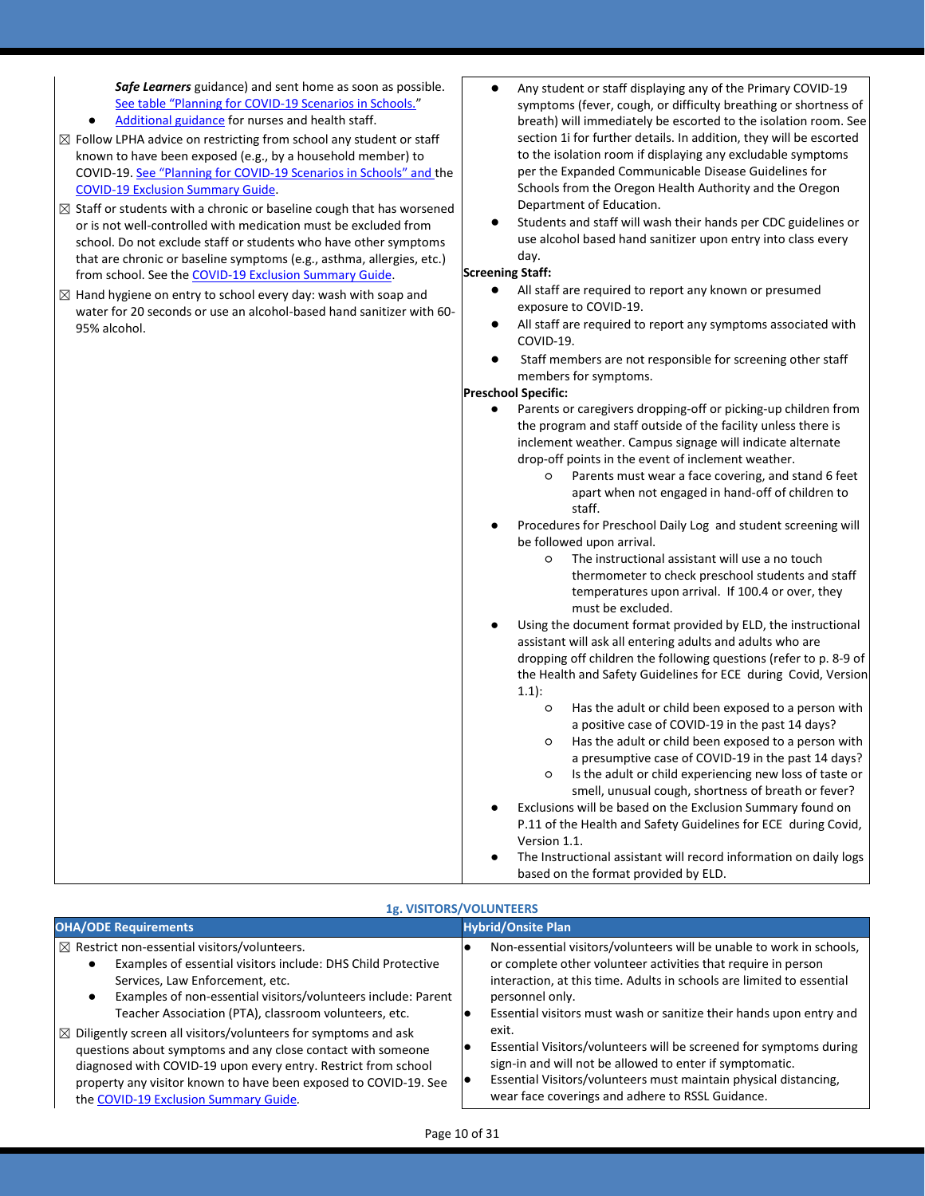| | |
|---|---|
| ***Safe Learners*** guidance) and sent home as soon as possible. [See table "Planning for COVID-19 Scenarios in Schools."](#)<br>● [Additional guidance](#) for nurses and health staff.<br>☒ Follow LPHA advice on restricting from school any student or staff known to have been exposed (e.g., by a household member) to COVID-19. [See "Planning for COVID-19 Scenarios in Schools" and](#) the [COVID-19 Exclusion Summary Guide](#).<br>☒ Staff or students with a chronic or baseline cough that has worsened or is not well-controlled with medication must be excluded from school. Do not exclude staff or students who have other symptoms that are chronic or baseline symptoms (e.g., asthma, allergies, etc.) from school. See the [COVID-19 Exclusion Summary Guide](#).<br>☒ Hand hygiene on entry to school every day: wash with soap and water for 20 seconds or use an alcohol-based hand sanitizer with 60-95% alcohol. | ● Any student or staff displaying any of the Primary COVID-19 symptoms (fever, cough, or difficulty breathing or shortness of breath) will immediately be escorted to the isolation room. See section 1i for further details. In addition, they will be escorted to the isolation room if displaying any excludable symptoms per the Expanded Communicable Disease Guidelines for Schools from the Oregon Health Authority and the Oregon Department of Education.<br>● Students and staff will wash their hands per CDC guidelines or use alcohol based hand sanitizer upon entry into class every day.<br>**Screening Staff:**<br>● All staff are required to report any known or presumed exposure to COVID-19.<br>● All staff are required to report any symptoms associated with COVID-19.<br>● Staff members are not responsible for screening other staff members for symptoms.<br>**Preschool Specific:**<br>● Parents or caregivers dropping-off or picking-up children from the program and staff outside of the facility unless there is inclement weather. Campus signage will indicate alternate drop-off points in the event of inclement weather.<br>&nbsp;&nbsp;&nbsp;&nbsp;○ Parents must wear a face covering, and stand 6 feet apart when not engaged in hand-off of children to staff.<br>● Procedures for Preschool Daily Log and student screening will be followed upon arrival.<br>&nbsp;&nbsp;&nbsp;&nbsp;○ The instructional assistant will use a no touch thermometer to check preschool students and staff temperatures upon arrival. If 100.4 or over, they must be excluded.<br>● Using the document format provided by ELD, the instructional assistant will ask all entering adults and adults who are dropping off children the following questions (refer to p. 8-9 of the Health and Safety Guidelines for ECE during Covid, Version 1.1):<br>&nbsp;&nbsp;&nbsp;&nbsp;○ Has the adult or child been exposed to a person with a positive case of COVID-19 in the past 14 days?<br>&nbsp;&nbsp;&nbsp;&nbsp;○ Has the adult or child been exposed to a person with a presumptive case of COVID-19 in the past 14 days?<br>&nbsp;&nbsp;&nbsp;&nbsp;○ Is the adult or child experiencing new loss of taste or smell, unusual cough, shortness of breath or fever?<br>● Exclusions will be based on the Exclusion Summary found on P.11 of the Health and Safety Guidelines for ECE during Covid, Version 1.1.<br>● The Instructional assistant will record information on daily logs based on the format provided by ELD. |

### 1g. VISITORS/VOLUNTEERS

| OHA/ODE Requirements | Hybrid/Onsite Plan |
|---|---|
| ☒ Restrict non-essential visitors/volunteers.<br>● Examples of essential visitors include: DHS Child Protective Services, Law Enforcement, etc.<br>● Examples of non-essential visitors/volunteers include: Parent Teacher Association (PTA), classroom volunteers, etc.<br>☒ Diligently screen all visitors/volunteers for symptoms and ask questions about symptoms and any close contact with someone diagnosed with COVID-19 upon every entry. Restrict from school property any visitor known to have been exposed to COVID-19. See the [COVID-19 Exclusion Summary Guide](#). | ● Non-essential visitors/volunteers will be unable to work in schools, or complete other volunteer activities that require in person interaction, at this time. Adults in schools are limited to essential personnel only.<br>● Essential visitors must wash or sanitize their hands upon entry and exit.<br>● Essential Visitors/volunteers will be screened for symptoms during sign-in and will not be allowed to enter if symptomatic.<br>● Essential Visitors/volunteers must maintain physical distancing, wear face coverings and adhere to RSSL Guidance. |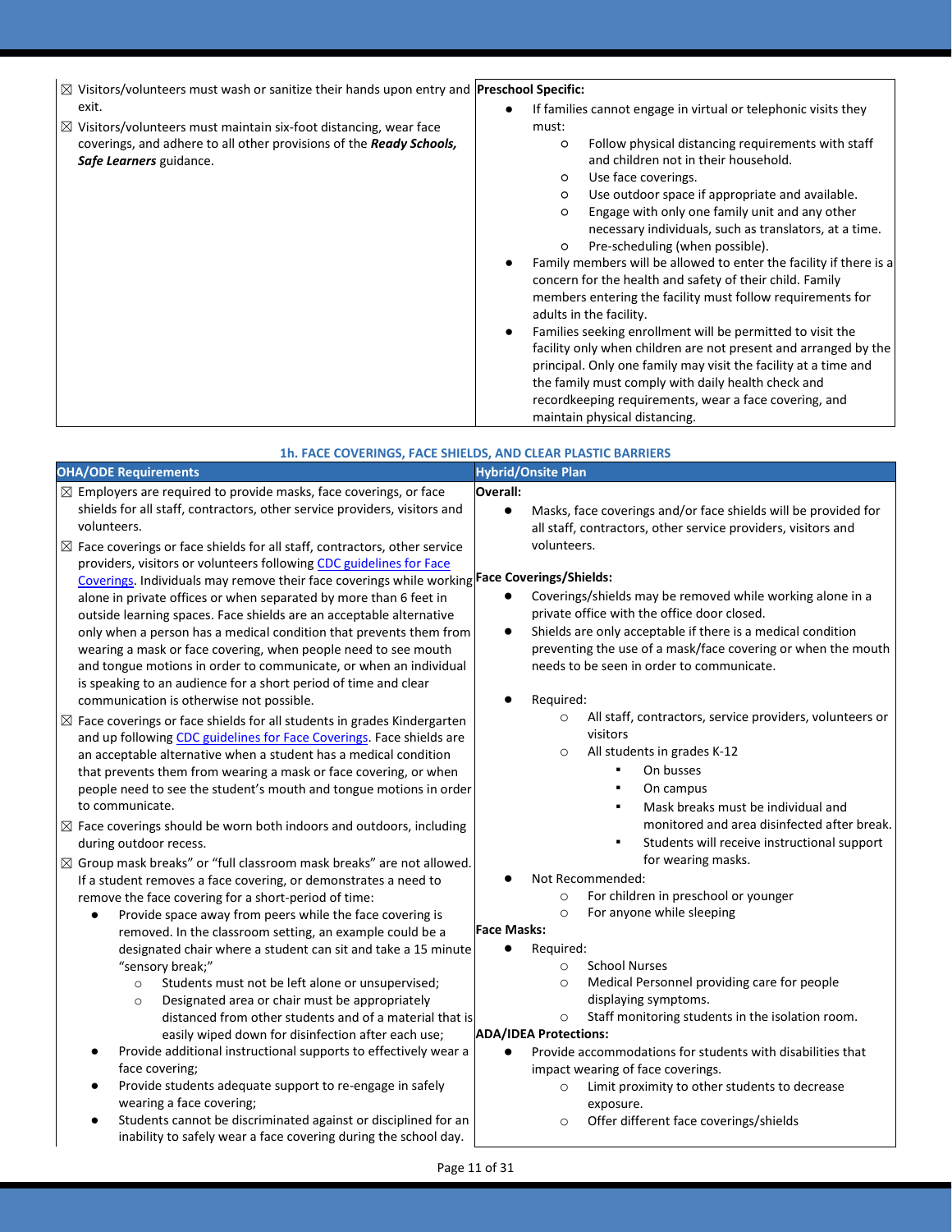| | |
|---|---|
| ☒ Visitors/volunteers must wash or sanitize their hands upon entry and exit.<br>☒ Visitors/volunteers must maintain six-foot distancing, wear face coverings, and adhere to all other provisions of the ***Ready Schools, Safe Learners*** guidance. | **Preschool Specific:**<br>● If families cannot engage in virtual or telephonic visits they must:<br>&nbsp;&nbsp;○ Follow physical distancing requirements with staff and children not in their household.<br>&nbsp;&nbsp;○ Use face coverings.<br>&nbsp;&nbsp;○ Use outdoor space if appropriate and available.<br>&nbsp;&nbsp;○ Engage with only one family unit and any other necessary individuals, such as translators, at a time.<br>&nbsp;&nbsp;○ Pre-scheduling (when possible).<br>● Family members will be allowed to enter the facility if there is a concern for the health and safety of their child. Family members entering the facility must follow requirements for adults in the facility.<br>● Families seeking enrollment will be permitted to visit the facility only when children are not present and arranged by the principal. Only one family may visit the facility at a time and the family must comply with daily health check and recordkeeping requirements, wear a face covering, and maintain physical distancing. |

### 1h. FACE COVERINGS, FACE SHIELDS, AND CLEAR PLASTIC BARRIERS

| OHA/ODE Requirements | Hybrid/Onsite Plan |
|---|---|
| ☒ Employers are required to provide masks, face coverings, or face shields for all staff, contractors, other service providers, visitors and volunteers.<br>☒ Face coverings or face shields for all staff, contractors, other service providers, visitors or volunteers following CDC guidelines for Face Coverings. Individuals may remove their face coverings while working alone in private offices or when separated by more than 6 feet in outside learning spaces. Face shields are an acceptable alternative only when a person has a medical condition that prevents them from wearing a mask or face covering, when people need to see mouth and tongue motions in order to communicate, or when an individual is speaking to an audience for a short period of time and clear communication is otherwise not possible.<br>☒ Face coverings or face shields for all students in grades Kindergarten and up following CDC guidelines for Face Coverings. Face shields are an acceptable alternative when a student has a medical condition that prevents them from wearing a mask or face covering, or when people need to see the student's mouth and tongue motions in order to communicate.<br>☒ Face coverings should be worn both indoors and outdoors, including during outdoor recess.<br>☒ Group mask breaks" or "full classroom mask breaks" are not allowed. If a student removes a face covering, or demonstrates a need to remove the face covering for a short-period of time:<br>● Provide space away from peers while the face covering is removed. In the classroom setting, an example could be a designated chair where a student can sit and take a 15 minute "sensory break;"<br>&nbsp;&nbsp;○ Students must not be left alone or unsupervised;<br>&nbsp;&nbsp;○ Designated area or chair must be appropriately distanced from other students and of a material that is easily wiped down for disinfection after each use;<br>● Provide additional instructional supports to effectively wear a face covering;<br>● Provide students adequate support to re-engage in safely wearing a face covering;<br>● Students cannot be discriminated against or disciplined for an inability to safely wear a face covering during the school day. | **Overall:**<br>● Masks, face coverings and/or face shields will be provided for all staff, contractors, other service providers, visitors and volunteers.<br>**Face Coverings/Shields:**<br>● Coverings/shields may be removed while working alone in a private office with the office door closed.<br>● Shields are only acceptable if there is a medical condition preventing the use of a mask/face covering or when the mouth needs to be seen in order to communicate.<br>● Required:<br>&nbsp;&nbsp;○ All staff, contractors, service providers, volunteers or visitors<br>&nbsp;&nbsp;○ All students in grades K-12<br>&nbsp;&nbsp;&nbsp;&nbsp;▪ On busses<br>&nbsp;&nbsp;&nbsp;&nbsp;▪ On campus<br>&nbsp;&nbsp;&nbsp;&nbsp;▪ Mask breaks must be individual and monitored and area disinfected after break.<br>&nbsp;&nbsp;&nbsp;&nbsp;▪ Students will receive instructional support for wearing masks.<br>● Not Recommended:<br>&nbsp;&nbsp;○ For children in preschool or younger<br>&nbsp;&nbsp;○ For anyone while sleeping<br>**Face Masks:**<br>● Required:<br>&nbsp;&nbsp;○ School Nurses<br>&nbsp;&nbsp;○ Medical Personnel providing care for people displaying symptoms.<br>&nbsp;&nbsp;○ Staff monitoring students in the isolation room.<br>**ADA/IDEA Protections:**<br>● Provide accommodations for students with disabilities that impact wearing of face coverings.<br>&nbsp;&nbsp;○ Limit proximity to other students to decrease exposure.<br>&nbsp;&nbsp;○ Offer different face coverings/shields |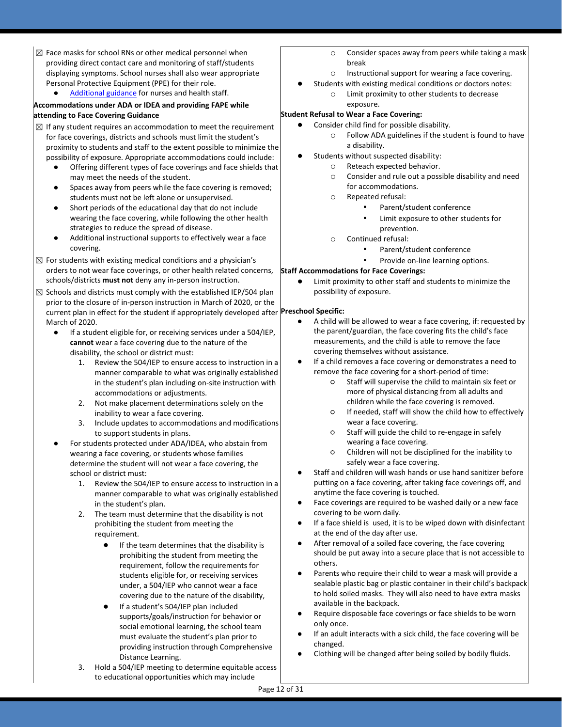☒ Face masks for school RNs or other medical personnel when providing direct contact care and monitoring of staff/students displaying symptoms. School nurses shall also wear appropriate Personal Protective Equipment (PPE) for their role.

- Additional guidance for nurses and health staff.

**Accommodations under ADA or IDEA and providing FAPE while attending to Face Covering Guidance**

☒ If any student requires an accommodation to meet the requirement for face coverings, districts and schools must limit the student's proximity to students and staff to the extent possible to minimize the possibility of exposure. Appropriate accommodations could include:

- Offering different types of face coverings and face shields that may meet the needs of the student.
- Spaces away from peers while the face covering is removed; students must not be left alone or unsupervised.
- Short periods of the educational day that do not include wearing the face covering, while following the other health strategies to reduce the spread of disease.
- Additional instructional supports to effectively wear a face covering.

☒ For students with existing medical conditions and a physician's orders to not wear face coverings, or other health related concerns, schools/districts **must not** deny any in-person instruction.

☒ Schools and districts must comply with the established IEP/504 plan prior to the closure of in-person instruction in March of 2020, or the current plan in effect for the student if appropriately developed after March of 2020.

- If a student eligible for, or receiving services under a 504/IEP, **cannot** wear a face covering due to the nature of the disability, the school or district must:
  1. Review the 504/IEP to ensure access to instruction in a manner comparable to what was originally established in the student's plan including on-site instruction with accommodations or adjustments.
  2. Not make placement determinations solely on the inability to wear a face covering.
  3. Include updates to accommodations and modifications to support students in plans.
- For students protected under ADA/IDEA, who abstain from wearing a face covering, or students whose families determine the student will not wear a face covering, the school or district must:
  1. Review the 504/IEP to ensure access to instruction in a manner comparable to what was originally established in the student's plan.
  2. The team must determine that the disability is not prohibiting the student from meeting the requirement.
     - If the team determines that the disability is prohibiting the student from meeting the requirement, follow the requirements for students eligible for, or receiving services under, a 504/IEP who cannot wear a face covering due to the nature of the disability,
     - If a student's 504/IEP plan included supports/goals/instruction for behavior or social emotional learning, the school team must evaluate the student's plan prior to providing instruction through Comprehensive Distance Learning.
  3. Hold a 504/IEP meeting to determine equitable access to educational opportunities which may include
     - Consider spaces away from peers while taking a mask break
     - Instructional support for wearing a face covering.
- Students with existing medical conditions or doctors notes:
  - Limit proximity to other students to decrease exposure.

**Student Refusal to Wear a Face Covering:**

- Consider child find for possible disability.
  - Follow ADA guidelines if the student is found to have a disability.
- Students without suspected disability:
  - Reteach expected behavior.
  - Consider and rule out a possible disability and need for accommodations.
  - Repeated refusal:
    - Parent/student conference
    - Limit exposure to other students for prevention.
  - Continued refusal:
    - Parent/student conference
    - Provide on-line learning options.

**Staff Accommodations for Face Coverings:**

- Limit proximity to other staff and students to minimize the possibility of exposure.

**Preschool Specific:**

- A child will be allowed to wear a face covering, if: requested by the parent/guardian, the face covering fits the child's face measurements, and the child is able to remove the face covering themselves without assistance.
- If a child removes a face covering or demonstrates a need to remove the face covering for a short-period of time:
  - Staff will supervise the child to maintain six feet or more of physical distancing from all adults and children while the face covering is removed.
  - If needed, staff will show the child how to effectively wear a face covering.
  - Staff will guide the child to re-engage in safely wearing a face covering.
  - Children will not be disciplined for the inability to safely wear a face covering.
- Staff and children will wash hands or use hand sanitizer before putting on a face covering, after taking face coverings off, and anytime the face covering is touched.
- Face coverings are required to be washed daily or a new face covering to be worn daily.
- If a face shield is used, it is to be wiped down with disinfectant at the end of the day after use.
- After removal of a soiled face covering, the face covering should be put away into a secure place that is not accessible to others.
- Parents who require their child to wear a mask will provide a sealable plastic bag or plastic container in their child's backpack to hold soiled masks. They will also need to have extra masks available in the backpack.
- Require disposable face coverings or face shields to be worn only once.
- If an adult interacts with a sick child, the face covering will be changed.
- Clothing will be changed after being soiled by bodily fluids.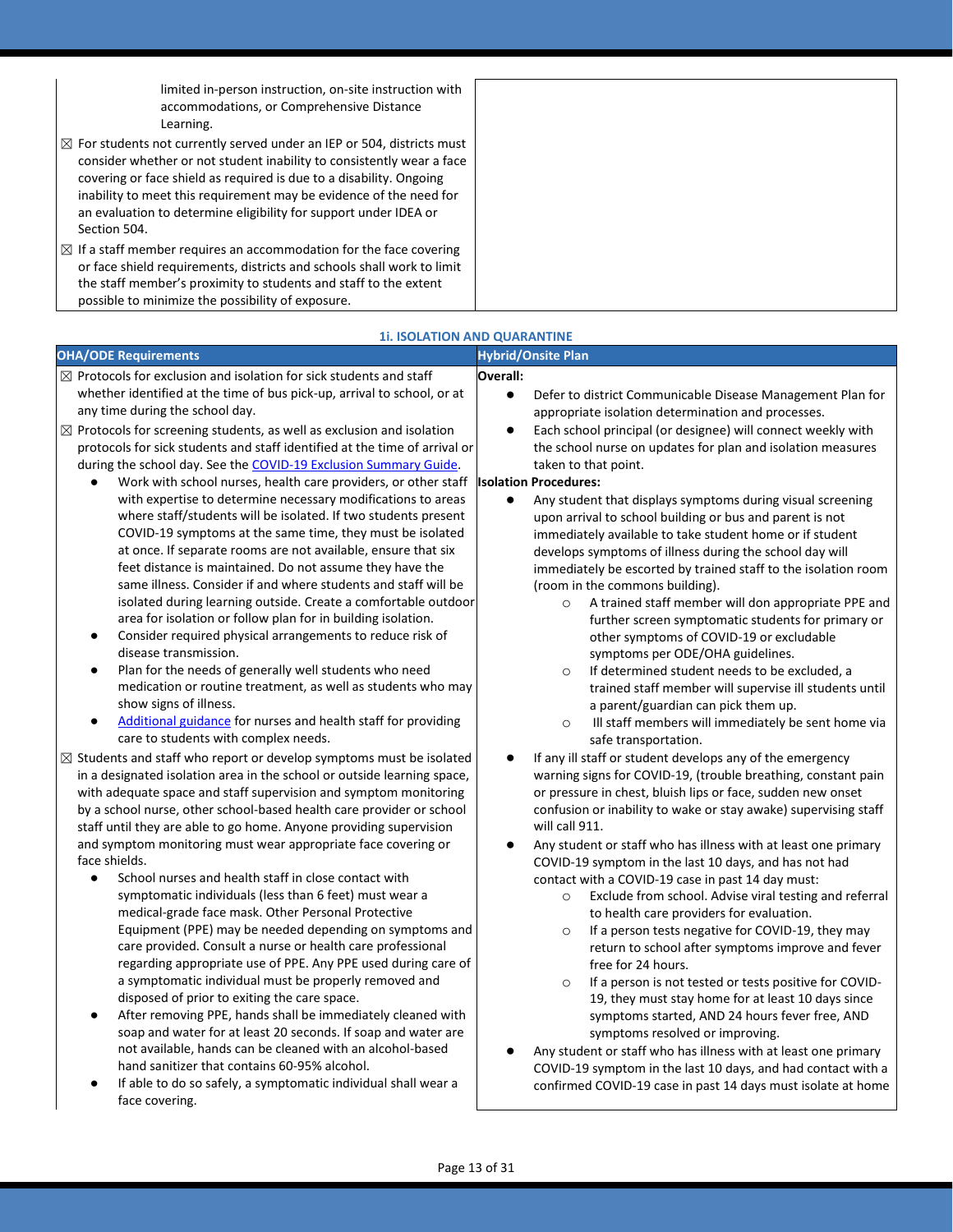| | |
|---|---|
| limited in-person instruction, on-site instruction with accommodations, or Comprehensive Distance Learning.<br>☒ For students not currently served under an IEP or 504, districts must consider whether or not student inability to consistently wear a face covering or face shield as required is due to a disability. Ongoing inability to meet this requirement may be evidence of the need for an evaluation to determine eligibility for support under IDEA or Section 504.<br>☒ If a staff member requires an accommodation for the face covering or face shield requirements, districts and schools shall work to limit the staff member's proximity to students and staff to the extent possible to minimize the possibility of exposure. | |

### 1i. ISOLATION AND QUARANTINE

| OHA/ODE Requirements | Hybrid/Onsite Plan |
|---|---|
| ☒ Protocols for exclusion and isolation for sick students and staff whether identified at the time of bus pick-up, arrival to school, or at any time during the school day.<br>☒ Protocols for screening students, as well as exclusion and isolation protocols for sick students and staff identified at the time of arrival or during the school day. See the [COVID-19 Exclusion Summary Guide](#).<br>• Work with school nurses, health care providers, or other staff with expertise to determine necessary modifications to areas where staff/students will be isolated. If two students present COVID-19 symptoms at the same time, they must be isolated at once. If separate rooms are not available, ensure that six feet distance is maintained. Do not assume they have the same illness. Consider if and where students and staff will be isolated during learning outside. Create a comfortable outdoor area for isolation or follow plan for in building isolation.<br>• Consider required physical arrangements to reduce risk of disease transmission.<br>• Plan for the needs of generally well students who need medication or routine treatment, as well as students who may show signs of illness.<br>• [Additional guidance](#) for nurses and health staff for providing care to students with complex needs.<br>☒ Students and staff who report or develop symptoms must be isolated in a designated isolation area in the school or outside learning space, with adequate space and staff supervision and symptom monitoring by a school nurse, other school-based health care provider or school staff until they are able to go home. Anyone providing supervision and symptom monitoring must wear appropriate face covering or face shields.<br>• School nurses and health staff in close contact with symptomatic individuals (less than 6 feet) must wear a medical-grade face mask. Other Personal Protective Equipment (PPE) may be needed depending on symptoms and care provided. Consult a nurse or health care professional regarding appropriate use of PPE. Any PPE used during care of a symptomatic individual must be properly removed and disposed of prior to exiting the care space.<br>• After removing PPE, hands shall be immediately cleaned with soap and water for at least 20 seconds. If soap and water are not available, hands can be cleaned with an alcohol-based hand sanitizer that contains 60-95% alcohol.<br>• If able to do so safely, a symptomatic individual shall wear a face covering. | **Overall:**<br>• Defer to district Communicable Disease Management Plan for appropriate isolation determination and processes.<br>• Each school principal (or designee) will connect weekly with the school nurse on updates for plan and isolation measures taken to that point.<br>**Isolation Procedures:**<br>• Any student that displays symptoms during visual screening upon arrival to school building or bus and parent is not immediately available to take student home or if student develops symptoms of illness during the school day will immediately be escorted by trained staff to the isolation room (room in the commons building).<br>  ○ A trained staff member will don appropriate PPE and further screen symptomatic students for primary or other symptoms of COVID-19 or excludable symptoms per ODE/OHA guidelines.<br>  ○ If determined student needs to be excluded, a trained staff member will supervise ill students until a parent/guardian can pick them up.<br>  ○ Ill staff members will immediately be sent home via safe transportation.<br>• If any ill staff or student develops any of the emergency warning signs for COVID-19, (trouble breathing, constant pain or pressure in chest, bluish lips or face, sudden new onset confusion or inability to wake or stay awake) supervising staff will call 911.<br>• Any student or staff who has illness with at least one primary COVID-19 symptom in the last 10 days, and has not had contact with a COVID-19 case in past 14 day must:<br>  ○ Exclude from school. Advise viral testing and referral to health care providers for evaluation.<br>  ○ If a person tests negative for COVID-19, they may return to school after symptoms improve and fever free for 24 hours.<br>  ○ If a person is not tested or tests positive for COVID-19, they must stay home for at least 10 days since symptoms started, AND 24 hours fever free, AND symptoms resolved or improving.<br>• Any student or staff who has illness with at least one primary COVID-19 symptom in the last 10 days, and had contact with a confirmed COVID-19 case in past 14 days must isolate at home |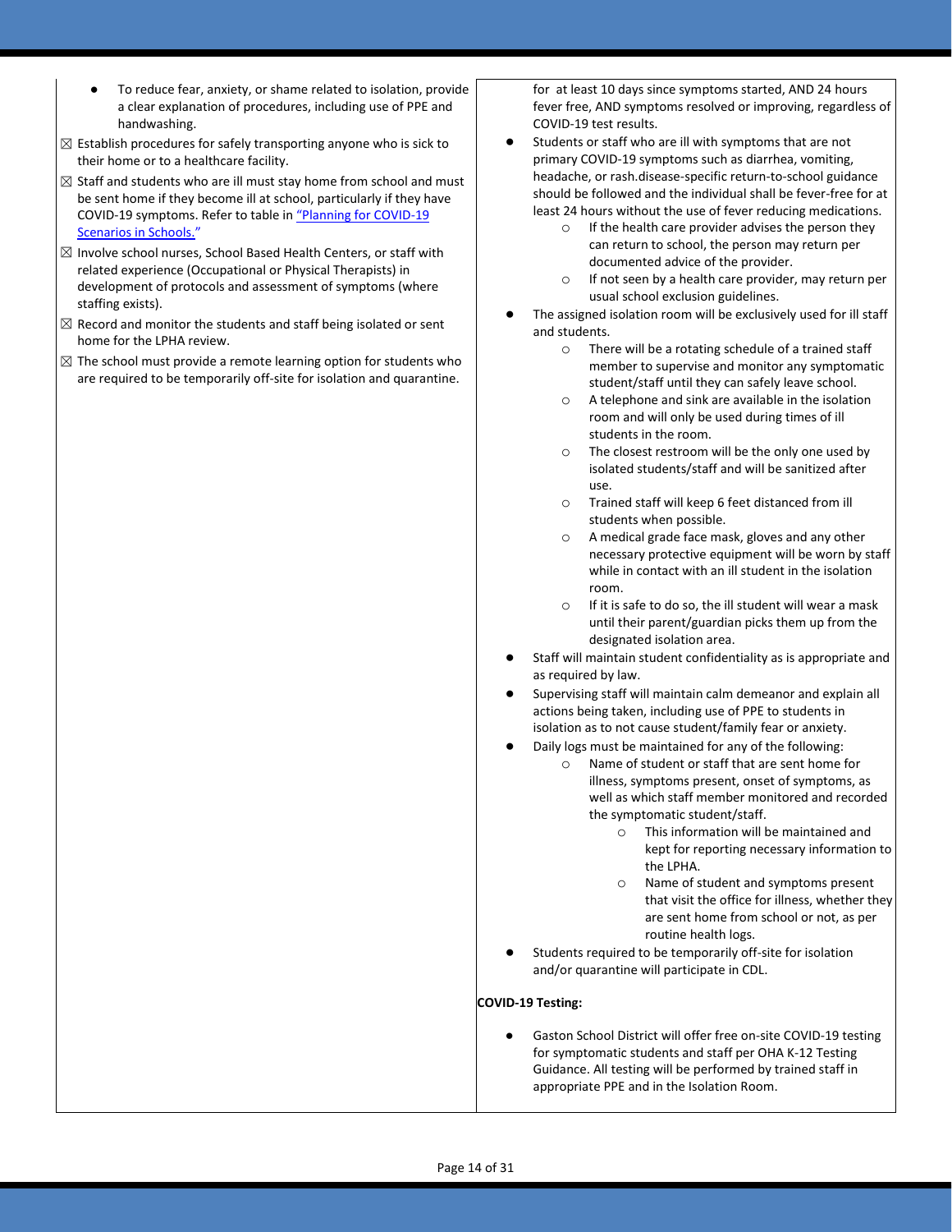- To reduce fear, anxiety, or shame related to isolation, provide a clear explanation of procedures, including use of PPE and handwashing.

☒ Establish procedures for safely transporting anyone who is sick to their home or to a healthcare facility.

☒ Staff and students who are ill must stay home from school and must be sent home if they become ill at school, particularly if they have COVID-19 symptoms. Refer to table in "Planning for COVID-19 Scenarios in Schools."

☒ Involve school nurses, School Based Health Centers, or staff with related experience (Occupational or Physical Therapists) in development of protocols and assessment of symptoms (where staffing exists).

☒ Record and monitor the students and staff being isolated or sent home for the LPHA review.

☒ The school must provide a remote learning option for students who are required to be temporarily off-site for isolation and quarantine.

for at least 10 days since symptoms started, AND 24 hours fever free, AND symptoms resolved or improving, regardless of COVID-19 test results.

- Students or staff who are ill with symptoms that are not primary COVID-19 symptoms such as diarrhea, vomiting, headache, or rash.disease-specific return-to-school guidance should be followed and the individual shall be fever-free for at least 24 hours without the use of fever reducing medications.
  - If the health care provider advises the person they can return to school, the person may return per documented advice of the provider.
  - If not seen by a health care provider, may return per usual school exclusion guidelines.
- The assigned isolation room will be exclusively used for ill staff and students.
  - There will be a rotating schedule of a trained staff member to supervise and monitor any symptomatic student/staff until they can safely leave school.
  - A telephone and sink are available in the isolation room and will only be used during times of ill students in the room.
  - The closest restroom will be the only one used by isolated students/staff and will be sanitized after use.
  - Trained staff will keep 6 feet distanced from ill students when possible.
  - A medical grade face mask, gloves and any other necessary protective equipment will be worn by staff while in contact with an ill student in the isolation room.
  - If it is safe to do so, the ill student will wear a mask until their parent/guardian picks them up from the designated isolation area.
- Staff will maintain student confidentiality as is appropriate and as required by law.
- Supervising staff will maintain calm demeanor and explain all actions being taken, including use of PPE to students in isolation as to not cause student/family fear or anxiety.
- Daily logs must be maintained for any of the following:
  - Name of student or staff that are sent home for illness, symptoms present, onset of symptoms, as well as which staff member monitored and recorded the symptomatic student/staff.
    - This information will be maintained and kept for reporting necessary information to the LPHA.
    - Name of student and symptoms present that visit the office for illness, whether they are sent home from school or not, as per routine health logs.
- Students required to be temporarily off-site for isolation and/or quarantine will participate in CDL.

**COVID-19 Testing:**

- Gaston School District will offer free on-site COVID-19 testing for symptomatic students and staff per OHA K-12 Testing Guidance. All testing will be performed by trained staff in appropriate PPE and in the Isolation Room.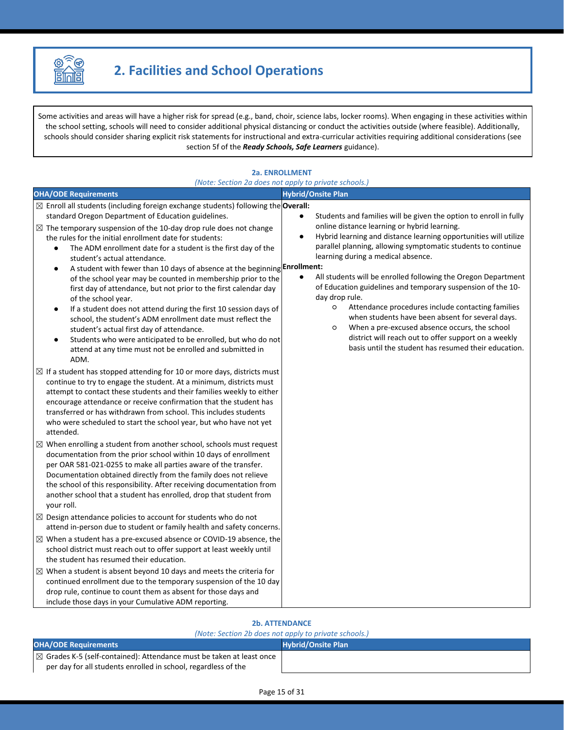## 2. Facilities and School Operations

Some activities and areas will have a higher risk for spread (e.g., band, choir, science labs, locker rooms). When engaging in these activities within the school setting, schools will need to consider additional physical distancing or conduct the activities outside (where feasible). Additionally, schools should consider sharing explicit risk statements for instructional and extra-curricular activities requiring additional considerations (see section 5f of the ***Ready Schools, Safe Learners*** guidance).

### 2a. ENROLLMENT

*(Note: Section 2a does not apply to private schools.)*

| OHA/ODE Requirements | Hybrid/Onsite Plan |
|---|---|
| ☒ Enroll all students (including foreign exchange students) following the standard Oregon Department of Education guidelines.<br><br>☒ The temporary suspension of the 10-day drop rule does not change the rules for the initial enrollment date for students:<br>● The ADM enrollment date for a student is the first day of the student's actual attendance.<br>● A student with fewer than 10 days of absence at the beginning of the school year may be counted in membership prior to the first day of attendance, but not prior to the first calendar day of the school year.<br>● If a student does not attend during the first 10 session days of school, the student's ADM enrollment date must reflect the student's actual first day of attendance.<br>● Students who were anticipated to be enrolled, but who do not attend at any time must not be enrolled and submitted in ADM.<br><br>☒ If a student has stopped attending for 10 or more days, districts must continue to try to engage the student. At a minimum, districts must attempt to contact these students and their families weekly to either encourage attendance or receive confirmation that the student has transferred or has withdrawn from school. This includes students who were scheduled to start the school year, but who have not yet attended.<br><br>☒ When enrolling a student from another school, schools must request documentation from the prior school within 10 days of enrollment per OAR 581-021-0255 to make all parties aware of the transfer. Documentation obtained directly from the family does not relieve the school of this responsibility. After receiving documentation from another school that a student has enrolled, drop that student from your roll.<br><br>☒ Design attendance policies to account for students who do not attend in-person due to student or family health and safety concerns.<br><br>☒ When a student has a pre-excused absence or COVID-19 absence, the school district must reach out to offer support at least weekly until the student has resumed their education.<br><br>☒ When a student is absent beyond 10 days and meets the criteria for continued enrollment due to the temporary suspension of the 10 day drop rule, continue to count them as absent for those days and include those days in your Cumulative ADM reporting. | **Overall:**<br>● Students and families will be given the option to enroll in fully online distance learning or hybrid learning.<br>● Hybrid learning and distance learning opportunities will utilize parallel planning, allowing symptomatic students to continue learning during a medical absence.<br>**Enrollment:**<br>● All students will be enrolled following the Oregon Department of Education guidelines and temporary suspension of the 10-day drop rule.<br>○ Attendance procedures include contacting families when students have been absent for several days.<br>○ When a pre-excused absence occurs, the school district will reach out to offer support on a weekly basis until the student has resumed their education. |

### 2b. ATTENDANCE

*(Note: Section 2b does not apply to private schools.)*

| OHA/ODE Requirements | Hybrid/Onsite Plan |
|---|---|
| ☒ Grades K-5 (self-contained): Attendance must be taken at least once per day for all students enrolled in school, regardless of the | |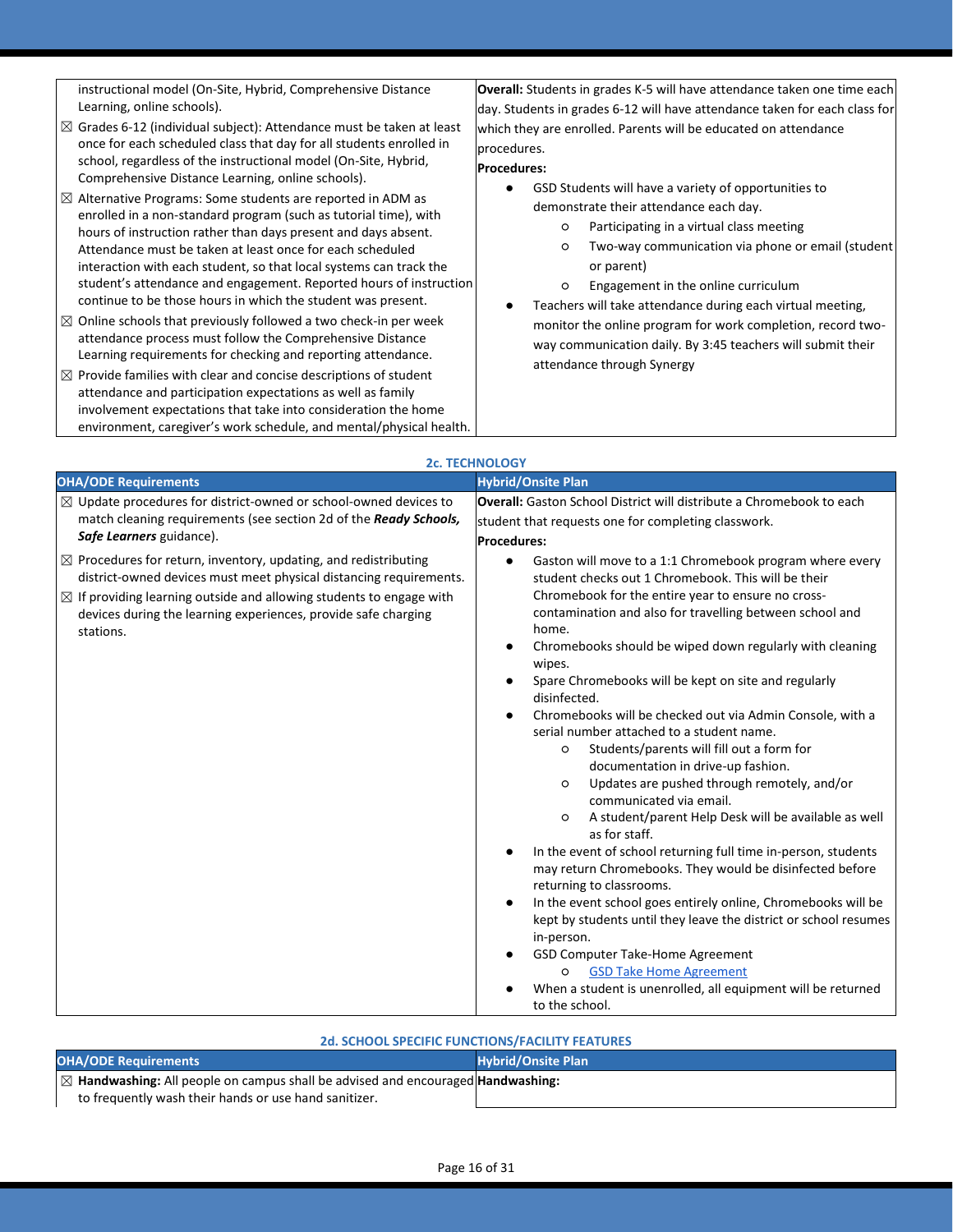| | |
|---|---|
| instructional model (On-Site, Hybrid, Comprehensive Distance Learning, online schools).<br>☒ Grades 6-12 (individual subject): Attendance must be taken at least once for each scheduled class that day for all students enrolled in school, regardless of the instructional model (On-Site, Hybrid, Comprehensive Distance Learning, online schools).<br>☒ Alternative Programs: Some students are reported in ADM as enrolled in a non-standard program (such as tutorial time), with hours of instruction rather than days present and days absent. Attendance must be taken at least once for each scheduled interaction with each student, so that local systems can track the student's attendance and engagement. Reported hours of instruction continue to be those hours in which the student was present.<br>☒ Online schools that previously followed a two check-in per week attendance process must follow the Comprehensive Distance Learning requirements for checking and reporting attendance.<br>☒ Provide families with clear and concise descriptions of student attendance and participation expectations as well as family involvement expectations that take into consideration the home environment, caregiver's work schedule, and mental/physical health. | **Overall:** Students in grades K-5 will have attendance taken one time each day. Students in grades 6-12 will have attendance taken for each class for which they are enrolled. Parents will be educated on attendance procedures.<br>**Procedures:**<br>● GSD Students will have a variety of opportunities to demonstrate their attendance each day.<br>  ○ Participating in a virtual class meeting<br>  ○ Two-way communication via phone or email (student or parent)<br>  ○ Engagement in the online curriculum<br>● Teachers will take attendance during each virtual meeting, monitor the online program for work completion, record two-way communication daily. By 3:45 teachers will submit their attendance through Synergy |

## 2c. TECHNOLOGY

| OHA/ODE Requirements | Hybrid/Onsite Plan |
|---|---|
| ☒ Update procedures for district-owned or school-owned devices to match cleaning requirements (see section 2d of the ***Ready Schools, Safe Learners*** guidance).<br>☒ Procedures for return, inventory, updating, and redistributing district-owned devices must meet physical distancing requirements.<br>☒ If providing learning outside and allowing students to engage with devices during the learning experiences, provide safe charging stations. | **Overall:** Gaston School District will distribute a Chromebook to each student that requests one for completing classwork.<br>**Procedures:**<br>● Gaston will move to a 1:1 Chromebook program where every student checks out 1 Chromebook. This will be their Chromebook for the entire year to ensure no cross-contamination and also for travelling between school and home.<br>● Chromebooks should be wiped down regularly with cleaning wipes.<br>● Spare Chromebooks will be kept on site and regularly disinfected.<br>● Chromebooks will be checked out via Admin Console, with a serial number attached to a student name.<br>  ○ Students/parents will fill out a form for documentation in drive-up fashion.<br>  ○ Updates are pushed through remotely, and/or communicated via email.<br>  ○ A student/parent Help Desk will be available as well as for staff.<br>● In the event of school returning full time in-person, students may return Chromebooks. They would be disinfected before returning to classrooms.<br>● In the event school goes entirely online, Chromebooks will be kept by students until they leave the district or school resumes in-person.<br>● GSD Computer Take-Home Agreement<br>  ○ GSD Take Home Agreement<br>● When a student is unenrolled, all equipment will be returned to the school. |

## 2d. SCHOOL SPECIFIC FUNCTIONS/FACILITY FEATURES

| OHA/ODE Requirements | Hybrid/Onsite Plan |
|---|---|
| ☒ **Handwashing:** All people on campus shall be advised and encouraged to frequently wash their hands or use hand sanitizer. | **Handwashing:** |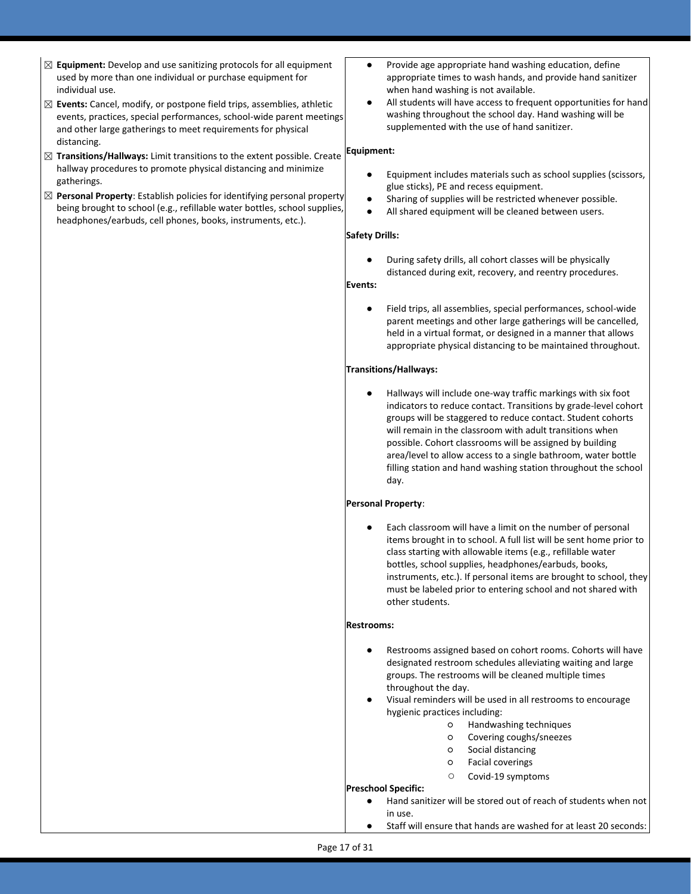| | |
|---|---|
| ☒ **Equipment:** Develop and use sanitizing protocols for all equipment used by more than one individual or purchase equipment for individual use.<br>☒ **Events:** Cancel, modify, or postpone field trips, assemblies, athletic events, practices, special performances, school-wide parent meetings and other large gatherings to meet requirements for physical distancing.<br>☒ **Transitions/Hallways:** Limit transitions to the extent possible. Create hallway procedures to promote physical distancing and minimize gatherings.<br>☒ **Personal Property**: Establish policies for identifying personal property being brought to school (e.g., refillable water bottles, school supplies, headphones/earbuds, cell phones, books, instruments, etc.). | • Provide age appropriate hand washing education, define appropriate times to wash hands, and provide hand sanitizer when hand washing is not available.<br>• All students will have access to frequent opportunities for hand washing throughout the school day. Hand washing will be supplemented with the use of hand sanitizer.<br><br>**Equipment:**<br>• Equipment includes materials such as school supplies (scissors, glue sticks), PE and recess equipment.<br>• Sharing of supplies will be restricted whenever possible.<br>• All shared equipment will be cleaned between users.<br><br>**Safety Drills:**<br>• During safety drills, all cohort classes will be physically distanced during exit, recovery, and reentry procedures.<br><br>**Events:**<br>• Field trips, all assemblies, special performances, school-wide parent meetings and other large gatherings will be cancelled, held in a virtual format, or designed in a manner that allows appropriate physical distancing to be maintained throughout.<br><br>**Transitions/Hallways:**<br>• Hallways will include one-way traffic markings with six foot indicators to reduce contact. Transitions by grade-level cohort groups will be staggered to reduce contact. Student cohorts will remain in the classroom with adult transitions when possible. Cohort classrooms will be assigned by building area/level to allow access to a single bathroom, water bottle filling station and hand washing station throughout the school day.<br><br>**Personal Property**:<br>• Each classroom will have a limit on the number of personal items brought in to school. A full list will be sent home prior to class starting with allowable items (e.g., refillable water bottles, school supplies, headphones/earbuds, books, instruments, etc.). If personal items are brought to school, they must be labeled prior to entering school and not shared with other students.<br><br>**Restrooms:**<br>• Restrooms assigned based on cohort rooms. Cohorts will have designated restroom schedules alleviating waiting and large groups. The restrooms will be cleaned multiple times throughout the day.<br>• Visual reminders will be used in all restrooms to encourage hygienic practices including:<br>&nbsp;&nbsp;&nbsp;&nbsp;○ Handwashing techniques<br>&nbsp;&nbsp;&nbsp;&nbsp;○ Covering coughs/sneezes<br>&nbsp;&nbsp;&nbsp;&nbsp;○ Social distancing<br>&nbsp;&nbsp;&nbsp;&nbsp;○ Facial coverings<br>&nbsp;&nbsp;&nbsp;&nbsp;○ Covid-19 symptoms<br><br>**Preschool Specific:**<br>• Hand sanitizer will be stored out of reach of students when not in use.<br>• Staff will ensure that hands are washed for at least 20 seconds: |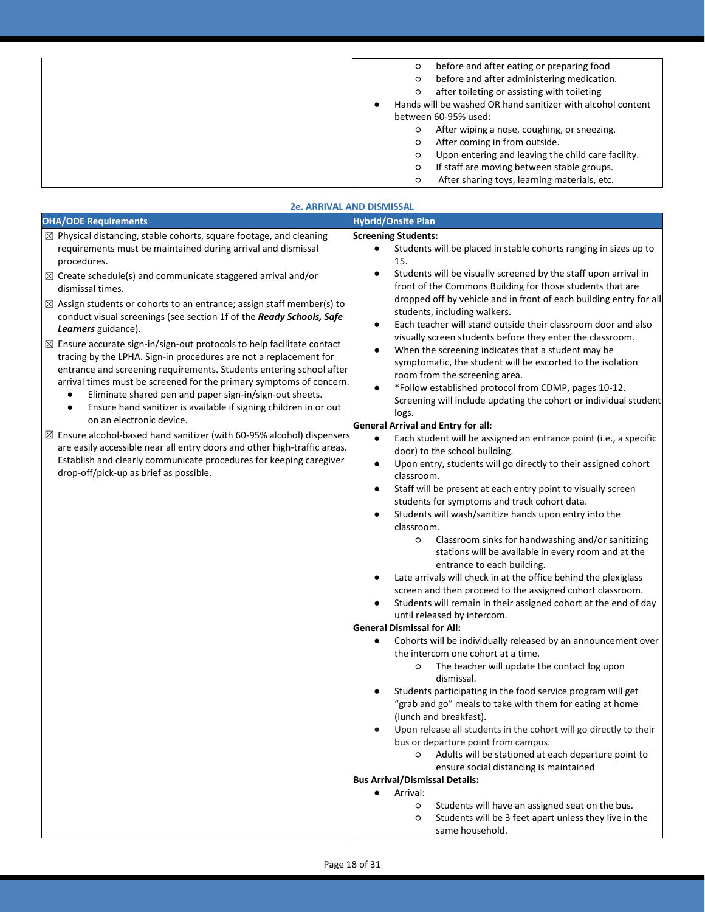| | |
|---|---|
| | ○ before and after eating or preparing food<br>○ before and after administering medication.<br>○ after toileting or assisting with toileting<br>● Hands will be washed OR hand sanitizer with alcohol content between 60-95% used:<br>○ After wiping a nose, coughing, or sneezing.<br>○ After coming in from outside.<br>○ Upon entering and leaving the child care facility.<br>○ If staff are moving between stable groups.<br>○ After sharing toys, learning materials, etc. |

**2e. ARRIVAL AND DISMISSAL**

| OHA/ODE Requirements | Hybrid/Onsite Plan |
|---|---|
| ☒ Physical distancing, stable cohorts, square footage, and cleaning requirements must be maintained during arrival and dismissal procedures.<br>☒ Create schedule(s) and communicate staggered arrival and/or dismissal times.<br>☒ Assign students or cohorts to an entrance; assign staff member(s) to conduct visual screenings (see section 1f of the ***Ready Schools, Safe Learners*** guidance).<br>☒ Ensure accurate sign-in/sign-out protocols to help facilitate contact tracing by the LPHA. Sign-in procedures are not a replacement for entrance and screening requirements. Students entering school after arrival times must be screened for the primary symptoms of concern.<br>● Eliminate shared pen and paper sign-in/sign-out sheets.<br>● Ensure hand sanitizer is available if signing children in or out on an electronic device.<br>☒ Ensure alcohol-based hand sanitizer (with 60-95% alcohol) dispensers are easily accessible near all entry doors and other high-traffic areas. Establish and clearly communicate procedures for keeping caregiver drop-off/pick-up as brief as possible. | **Screening Students:**<br>● Students will be placed in stable cohorts ranging in sizes up to 15.<br>● Students will be visually screened by the staff upon arrival in front of the Commons Building for those students that are dropped off by vehicle and in front of each building entry for all students, including walkers.<br>● Each teacher will stand outside their classroom door and also visually screen students before they enter the classroom.<br>● When the screening indicates that a student may be symptomatic, the student will be escorted to the isolation room from the screening area.<br>● *Follow established protocol from CDMP, pages 10-12. Screening will include updating the cohort or individual student logs.<br>**General Arrival and Entry for all:**<br>● Each student will be assigned an entrance point (i.e., a specific door) to the school building.<br>● Upon entry, students will go directly to their assigned cohort classroom.<br>● Staff will be present at each entry point to visually screen students for symptoms and track cohort data.<br>● Students will wash/sanitize hands upon entry into the classroom.<br>○ Classroom sinks for handwashing and/or sanitizing stations will be available in every room and at the entrance to each building.<br>● Late arrivals will check in at the office behind the plexiglass screen and then proceed to the assigned cohort classroom.<br>● Students will remain in their assigned cohort at the end of day until released by intercom.<br>**General Dismissal for All:**<br>● Cohorts will be individually released by an announcement over the intercom one cohort at a time.<br>○ The teacher will update the contact log upon dismissal.<br>● Students participating in the food service program will get "grab and go" meals to take with them for eating at home (lunch and breakfast).<br>● Upon release all students in the cohort will go directly to their bus or departure point from campus.<br>○ Adults will be stationed at each departure point to ensure social distancing is maintained<br>**Bus Arrival/Dismissal Details:**<br>● Arrival:<br>○ Students will have an assigned seat on the bus.<br>○ Students will be 3 feet apart unless they live in the same household. |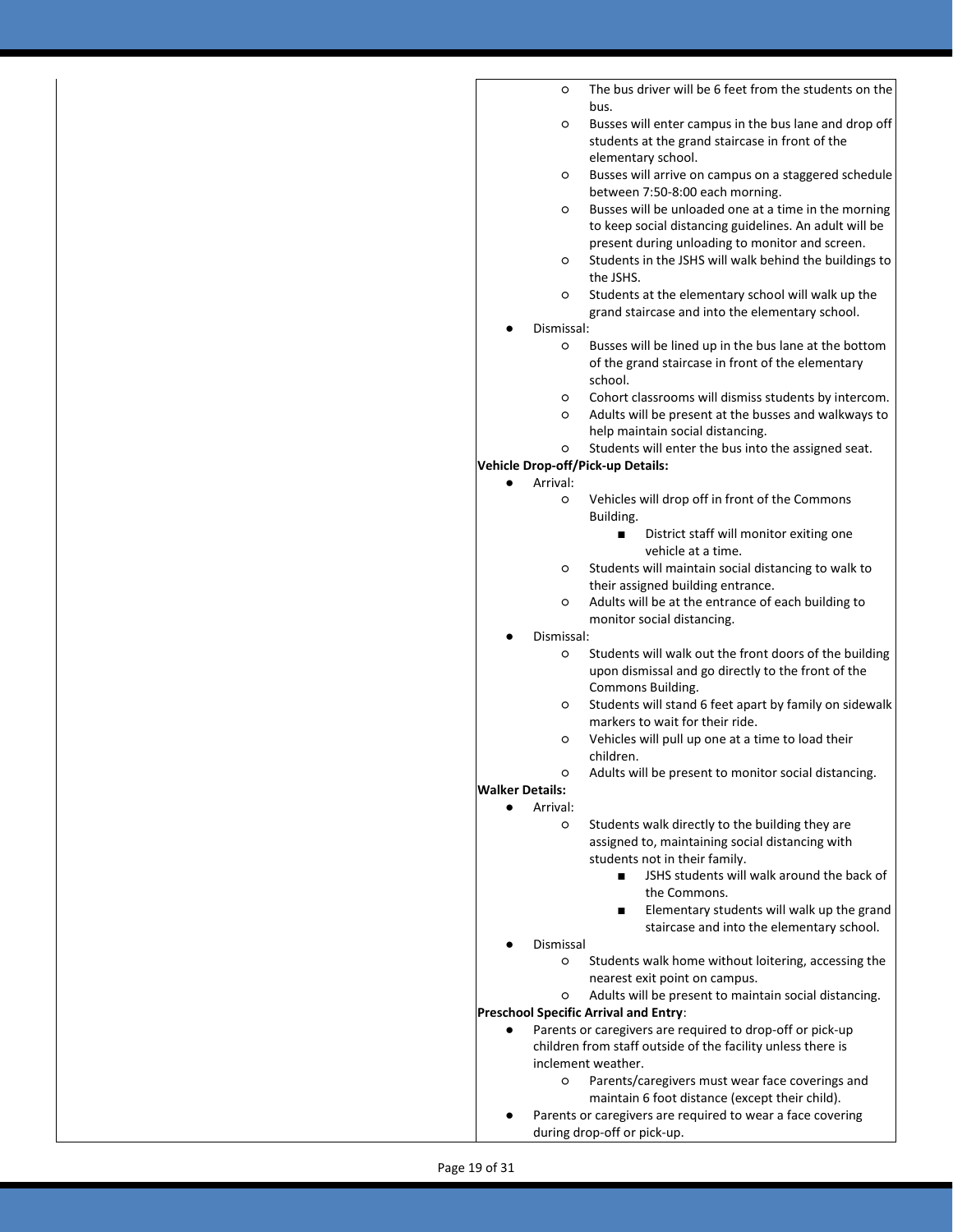- The bus driver will be 6 feet from the students on the bus.
- Busses will enter campus in the bus lane and drop off students at the grand staircase in front of the elementary school.
- Busses will arrive on campus on a staggered schedule between 7:50-8:00 each morning.
- Busses will be unloaded one at a time in the morning to keep social distancing guidelines. An adult will be present during unloading to monitor and screen.
- Students in the JSHS will walk behind the buildings to the JSHS.
- Students at the elementary school will walk up the grand staircase and into the elementary school.

- Dismissal:
  - Busses will be lined up in the bus lane at the bottom of the grand staircase in front of the elementary school.
  - Cohort classrooms will dismiss students by intercom.
  - Adults will be present at the busses and walkways to help maintain social distancing.
  - Students will enter the bus into the assigned seat.

**Vehicle Drop-off/Pick-up Details:**

- Arrival:
  - Vehicles will drop off in front of the Commons Building.
    - District staff will monitor exiting one vehicle at a time.
  - Students will maintain social distancing to walk to their assigned building entrance.
  - Adults will be at the entrance of each building to monitor social distancing.
- Dismissal:
  - Students will walk out the front doors of the building upon dismissal and go directly to the front of the Commons Building.
  - Students will stand 6 feet apart by family on sidewalk markers to wait for their ride.
  - Vehicles will pull up one at a time to load their children.
  - Adults will be present to monitor social distancing.

**Walker Details:**

- Arrival:
  - Students walk directly to the building they are assigned to, maintaining social distancing with students not in their family.
    - JSHS students will walk around the back of the Commons.
    - Elementary students will walk up the grand staircase and into the elementary school.
- Dismissal
  - Students walk home without loitering, accessing the nearest exit point on campus.
  - Adults will be present to maintain social distancing.

**Preschool Specific Arrival and Entry**:

- Parents or caregivers are required to drop-off or pick-up children from staff outside of the facility unless there is inclement weather.
  - Parents/caregivers must wear face coverings and maintain 6 foot distance (except their child).
- Parents or caregivers are required to wear a face covering during drop-off or pick-up.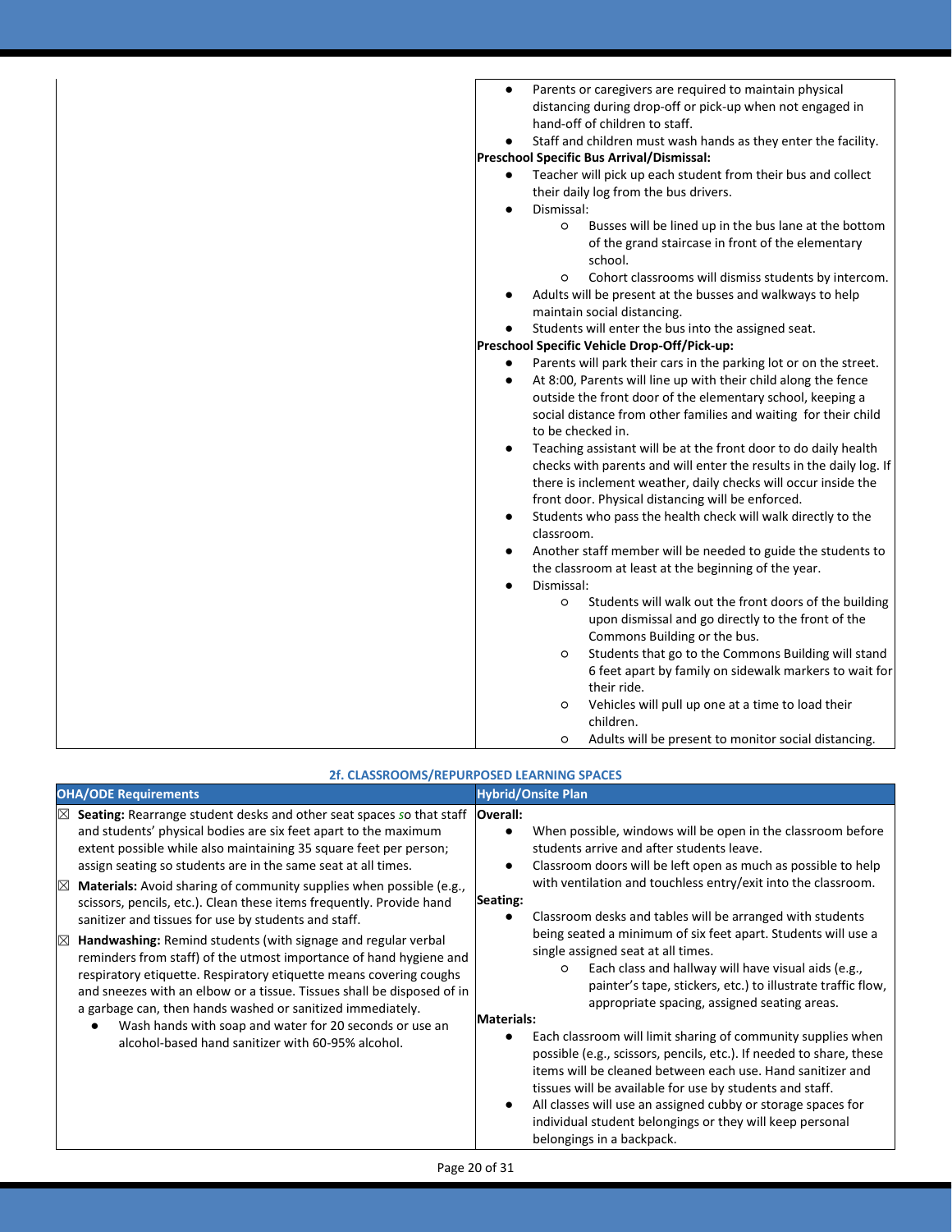| | |
|---|---|
| | ● Parents or caregivers are required to maintain physical distancing during drop-off or pick-up when not engaged in hand-off of children to staff.<br>● Staff and children must wash hands as they enter the facility.<br>**Preschool Specific Bus Arrival/Dismissal:**<br>● Teacher will pick up each student from their bus and collect their daily log from the bus drivers.<br>● Dismissal:<br>○ Busses will be lined up in the bus lane at the bottom of the grand staircase in front of the elementary school.<br>○ Cohort classrooms will dismiss students by intercom.<br>● Adults will be present at the busses and walkways to help maintain social distancing.<br>● Students will enter the bus into the assigned seat.<br>**Preschool Specific Vehicle Drop-Off/Pick-up:**<br>● Parents will park their cars in the parking lot or on the street.<br>● At 8:00, Parents will line up with their child along the fence outside the front door of the elementary school, keeping a social distance from other families and waiting for their child to be checked in.<br>● Teaching assistant will be at the front door to do daily health checks with parents and will enter the results in the daily log. If there is inclement weather, daily checks will occur inside the front door. Physical distancing will be enforced.<br>● Students who pass the health check will walk directly to the classroom.<br>● Another staff member will be needed to guide the students to the classroom at least at the beginning of the year.<br>● Dismissal:<br>○ Students will walk out the front doors of the building upon dismissal and go directly to the front of the Commons Building or the bus.<br>○ Students that go to the Commons Building will stand 6 feet apart by family on sidewalk markers to wait for their ride.<br>○ Vehicles will pull up one at a time to load their children.<br>○ Adults will be present to monitor social distancing. |

## 2f. CLASSROOMS/REPURPOSED LEARNING SPACES

| OHA/ODE Requirements | Hybrid/Onsite Plan |
|---|---|
| ☒ **Seating:** Rearrange student desks and other seat spaces so that staff and students' physical bodies are six feet apart to the maximum extent possible while also maintaining 35 square feet per person; assign seating so students are in the same seat at all times.<br>☒ **Materials:** Avoid sharing of community supplies when possible (e.g., scissors, pencils, etc.). Clean these items frequently. Provide hand sanitizer and tissues for use by students and staff.<br>☒ **Handwashing:** Remind students (with signage and regular verbal reminders from staff) of the utmost importance of hand hygiene and respiratory etiquette. Respiratory etiquette means covering coughs and sneezes with an elbow or a tissue. Tissues shall be disposed of in a garbage can, then hands washed or sanitized immediately.<br>● Wash hands with soap and water for 20 seconds or use an alcohol-based hand sanitizer with 60-95% alcohol. | **Overall:**<br>● When possible, windows will be open in the classroom before students arrive and after students leave.<br>● Classroom doors will be left open as much as possible to help with ventilation and touchless entry/exit into the classroom.<br>**Seating:**<br>● Classroom desks and tables will be arranged with students being seated a minimum of six feet apart. Students will use a single assigned seat at all times.<br>○ Each class and hallway will have visual aids (e.g., painter's tape, stickers, etc.) to illustrate traffic flow, appropriate spacing, assigned seating areas.<br>**Materials:**<br>● Each classroom will limit sharing of community supplies when possible (e.g., scissors, pencils, etc.). If needed to share, these items will be cleaned between each use. Hand sanitizer and tissues will be available for use by students and staff.<br>● All classes will use an assigned cubby or storage spaces for individual student belongings or they will keep personal belongings in a backpack. |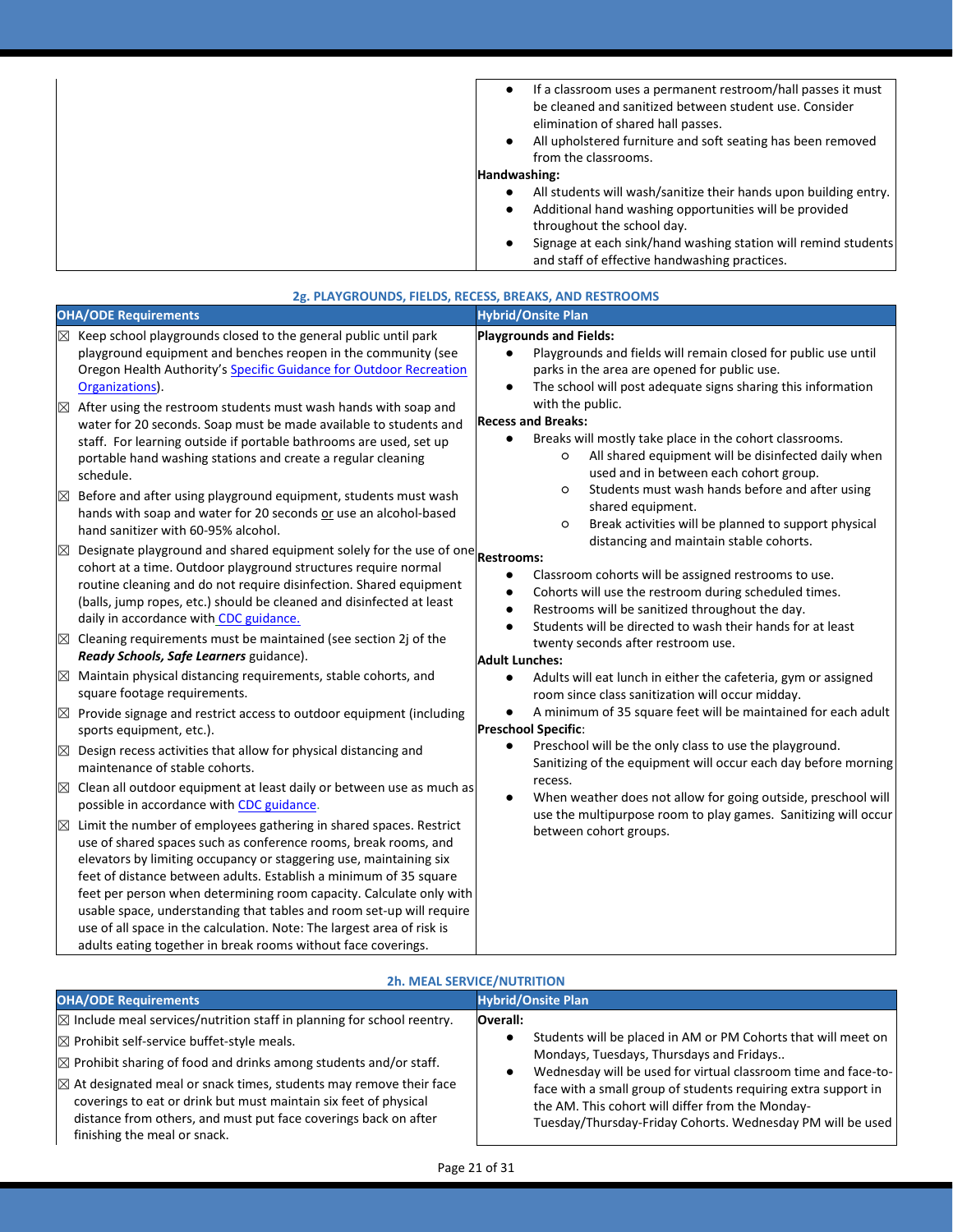| | |
|---|---|
| | ● If a classroom uses a permanent restroom/hall passes it must be cleaned and sanitized between student use. Consider elimination of shared hall passes.<br>● All upholstered furniture and soft seating has been removed from the classrooms.<br>**Handwashing:**<br>● All students will wash/sanitize their hands upon building entry.<br>● Additional hand washing opportunities will be provided throughout the school day.<br>● Signage at each sink/hand washing station will remind students and staff of effective handwashing practices. |

### 2g. PLAYGROUNDS, FIELDS, RECESS, BREAKS, AND RESTROOMS

| OHA/ODE Requirements | Hybrid/Onsite Plan |
|---|---|
| ☒ Keep school playgrounds closed to the general public until park playground equipment and benches reopen in the community (see Oregon Health Authority's Specific Guidance for Outdoor Recreation Organizations).<br>☒ After using the restroom students must wash hands with soap and water for 20 seconds. Soap must be made available to students and staff. For learning outside if portable bathrooms are used, set up portable hand washing stations and create a regular cleaning schedule.<br>☒ Before and after using playground equipment, students must wash hands with soap and water for 20 seconds or use an alcohol-based hand sanitizer with 60-95% alcohol.<br>☒ Designate playground and shared equipment solely for the use of one cohort at a time. Outdoor playground structures require normal routine cleaning and do not require disinfection. Shared equipment (balls, jump ropes, etc.) should be cleaned and disinfected at least daily in accordance with CDC guidance.<br>☒ Cleaning requirements must be maintained (see section 2j of the ***Ready Schools, Safe Learners*** guidance).<br>☒ Maintain physical distancing requirements, stable cohorts, and square footage requirements.<br>☒ Provide signage and restrict access to outdoor equipment (including sports equipment, etc.).<br>☒ Design recess activities that allow for physical distancing and maintenance of stable cohorts.<br>☒ Clean all outdoor equipment at least daily or between use as much as possible in accordance with CDC guidance.<br>☒ Limit the number of employees gathering in shared spaces. Restrict use of shared spaces such as conference rooms, break rooms, and elevators by limiting occupancy or staggering use, maintaining six feet of distance between adults. Establish a minimum of 35 square feet per person when determining room capacity. Calculate only with usable space, understanding that tables and room set-up will require use of all space in the calculation. Note: The largest area of risk is adults eating together in break rooms without face coverings. | **Playgrounds and Fields:**<br>● Playgrounds and fields will remain closed for public use until parks in the area are opened for public use.<br>● The school will post adequate signs sharing this information with the public.<br>**Recess and Breaks:**<br>● Breaks will mostly take place in the cohort classrooms.<br>○ All shared equipment will be disinfected daily when used and in between each cohort group.<br>○ Students must wash hands before and after using shared equipment.<br>○ Break activities will be planned to support physical distancing and maintain stable cohorts.<br>**Restrooms:**<br>● Classroom cohorts will be assigned restrooms to use.<br>● Cohorts will use the restroom during scheduled times.<br>● Restrooms will be sanitized throughout the day.<br>● Students will be directed to wash their hands for at least twenty seconds after restroom use.<br>**Adult Lunches:**<br>● Adults will eat lunch in either the cafeteria, gym or assigned room since class sanitization will occur midday.<br>● A minimum of 35 square feet will be maintained for each adult<br>**Preschool Specific**:<br>● Preschool will be the only class to use the playground. Sanitizing of the equipment will occur each day before morning recess.<br>● When weather does not allow for going outside, preschool will use the multipurpose room to play games. Sanitizing will occur between cohort groups. |

### 2h. MEAL SERVICE/NUTRITION

| OHA/ODE Requirements | Hybrid/Onsite Plan |
|---|---|
| ☒ Include meal services/nutrition staff in planning for school reentry.<br>☒ Prohibit self-service buffet-style meals.<br>☒ Prohibit sharing of food and drinks among students and/or staff.<br>☒ At designated meal or snack times, students may remove their face coverings to eat or drink but must maintain six feet of physical distance from others, and must put face coverings back on after finishing the meal or snack. | **Overall:**<br>● Students will be placed in AM or PM Cohorts that will meet on Mondays, Tuesdays, Thursdays and Fridays..<br>● Wednesday will be used for virtual classroom time and face-to-face with a small group of students requiring extra support in the AM. This cohort will differ from the Monday-Tuesday/Thursday-Friday Cohorts. Wednesday PM will be used |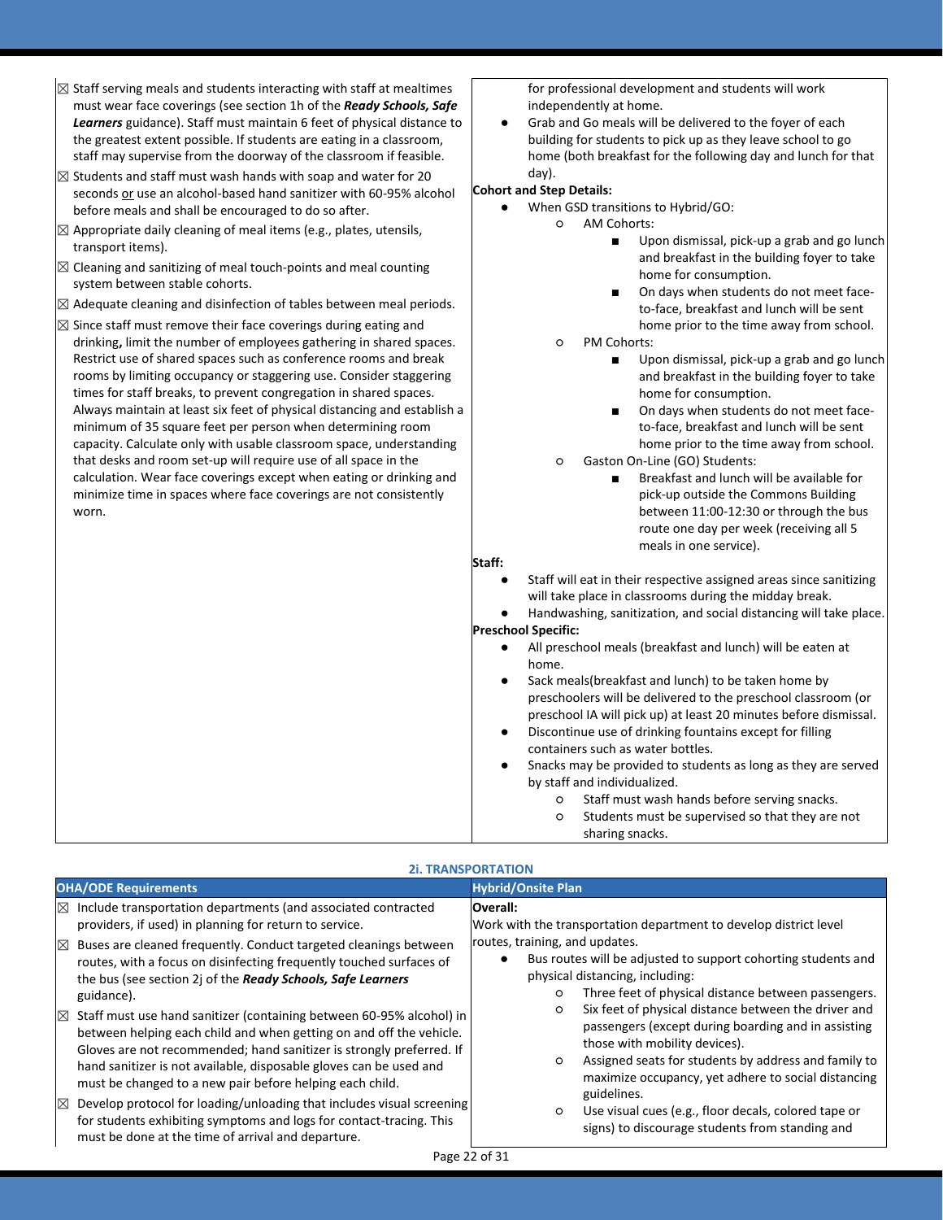| | |
|---|---|
| ☒ Staff serving meals and students interacting with staff at mealtimes must wear face coverings (see section 1h of the ***Ready Schools, Safe Learners*** guidance). Staff must maintain 6 feet of physical distance to the greatest extent possible. If students are eating in a classroom, staff may supervise from the doorway of the classroom if feasible.<br>☒ Students and staff must wash hands with soap and water for 20 seconds or use an alcohol-based hand sanitizer with 60-95% alcohol before meals and shall be encouraged to do so after.<br>☒ Appropriate daily cleaning of meal items (e.g., plates, utensils, transport items).<br>☒ Cleaning and sanitizing of meal touch-points and meal counting system between stable cohorts.<br>☒ Adequate cleaning and disinfection of tables between meal periods.<br>☒ Since staff must remove their face coverings during eating and drinking**,** limit the number of employees gathering in shared spaces. Restrict use of shared spaces such as conference rooms and break rooms by limiting occupancy or staggering use. Consider staggering times for staff breaks, to prevent congregation in shared spaces. Always maintain at least six feet of physical distancing and establish a minimum of 35 square feet per person when determining room capacity. Calculate only with usable classroom space, understanding that desks and room set-up will require use of all space in the calculation. Wear face coverings except when eating or drinking and minimize time in spaces where face coverings are not consistently worn. | for professional development and students will work independently at home.<br>● Grab and Go meals will be delivered to the foyer of each building for students to pick up as they leave school to go home (both breakfast for the following day and lunch for that day).<br>**Cohort and Step Details:**<br>● When GSD transitions to Hybrid/GO:<br>&nbsp;&nbsp;○ AM Cohorts:<br>&nbsp;&nbsp;&nbsp;&nbsp;■ Upon dismissal, pick-up a grab and go lunch and breakfast in the building foyer to take home for consumption.<br>&nbsp;&nbsp;&nbsp;&nbsp;■ On days when students do not meet face-to-face, breakfast and lunch will be sent home prior to the time away from school.<br>&nbsp;&nbsp;○ PM Cohorts:<br>&nbsp;&nbsp;&nbsp;&nbsp;■ Upon dismissal, pick-up a grab and go lunch and breakfast in the building foyer to take home for consumption.<br>&nbsp;&nbsp;&nbsp;&nbsp;■ On days when students do not meet face-to-face, breakfast and lunch will be sent home prior to the time away from school.<br>&nbsp;&nbsp;○ Gaston On-Line (GO) Students:<br>&nbsp;&nbsp;&nbsp;&nbsp;■ Breakfast and lunch will be available for pick-up outside the Commons Building between 11:00-12:30 or through the bus route one day per week (receiving all 5 meals in one service).<br>**Staff:**<br>● Staff will eat in their respective assigned areas since sanitizing will take place in classrooms during the midday break.<br>● Handwashing, sanitization, and social distancing will take place.<br>**Preschool Specific:**<br>● All preschool meals (breakfast and lunch) will be eaten at home.<br>● Sack meals(breakfast and lunch) to be taken home by preschoolers will be delivered to the preschool classroom (or preschool IA will pick up) at least 20 minutes before dismissal.<br>● Discontinue use of drinking fountains except for filling containers such as water bottles.<br>● Snacks may be provided to students as long as they are served by staff and individualized.<br>&nbsp;&nbsp;○ Staff must wash hands before serving snacks.<br>&nbsp;&nbsp;○ Students must be supervised so that they are not sharing snacks. |

## 2i. TRANSPORTATION

| OHA/ODE Requirements | Hybrid/Onsite Plan |
|---|---|
| ☒ Include transportation departments (and associated contracted providers, if used) in planning for return to service.<br>☒ Buses are cleaned frequently. Conduct targeted cleanings between routes, with a focus on disinfecting frequently touched surfaces of the bus (see section 2j of the ***Ready Schools, Safe Learners*** guidance).<br>☒ Staff must use hand sanitizer (containing between 60-95% alcohol) in between helping each child and when getting on and off the vehicle. Gloves are not recommended; hand sanitizer is strongly preferred. If hand sanitizer is not available, disposable gloves can be used and must be changed to a new pair before helping each child.<br>☒ Develop protocol for loading/unloading that includes visual screening for students exhibiting symptoms and logs for contact-tracing. This must be done at the time of arrival and departure. | **Overall:**<br>Work with the transportation department to develop district level routes, training, and updates.<br>● Bus routes will be adjusted to support cohorting students and physical distancing, including:<br>&nbsp;&nbsp;○ Three feet of physical distance between passengers.<br>&nbsp;&nbsp;○ Six feet of physical distance between the driver and passengers (except during boarding and in assisting those with mobility devices).<br>&nbsp;&nbsp;○ Assigned seats for students by address and family to maximize occupancy, yet adhere to social distancing guidelines.<br>&nbsp;&nbsp;○ Use visual cues (e.g., floor decals, colored tape or signs) to discourage students from standing and |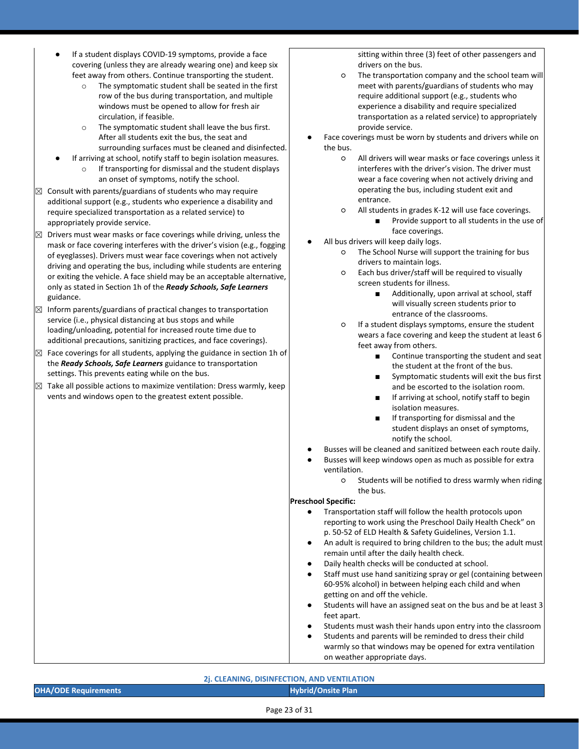| OHA/ODE Requirements | Hybrid/Onsite Plan |
|---|---|
| • If a student displays COVID-19 symptoms, provide a face covering (unless they are already wearing one) and keep six feet away from others. Continue transporting the student.<br>  ○ The symptomatic student shall be seated in the first row of the bus during transportation, and multiple windows must be opened to allow for fresh air circulation, if feasible.<br>  ○ The symptomatic student shall leave the bus first. After all students exit the bus, the seat and surrounding surfaces must be cleaned and disinfected.<br>• If arriving at school, notify staff to begin isolation measures.<br>  ○ If transporting for dismissal and the student displays an onset of symptoms, notify the school.<br>☒ Consult with parents/guardians of students who may require additional support (e.g., students who experience a disability and require specialized transportation as a related service) to appropriately provide service.<br>☒ Drivers must wear masks or face coverings while driving, unless the mask or face covering interferes with the driver's vision (e.g., fogging of eyeglasses). Drivers must wear face coverings when not actively driving and operating the bus, including while students are entering or exiting the vehicle. A face shield may be an acceptable alternative, only as stated in Section 1h of the ***Ready Schools, Safe Learners*** guidance.<br>☒ Inform parents/guardians of practical changes to transportation service (i.e., physical distancing at bus stops and while loading/unloading, potential for increased route time due to additional precautions, sanitizing practices, and face coverings).<br>☒ Face coverings for all students, applying the guidance in section 1h of the ***Ready Schools, Safe Learners*** guidance to transportation settings. This prevents eating while on the bus.<br>☒ Take all possible actions to maximize ventilation: Dress warmly, keep vents and windows open to the greatest extent possible. | sitting within three (3) feet of other passengers and drivers on the bus.<br>  ○ The transportation company and the school team will meet with parents/guardians of students who may require additional support (e.g., students who experience a disability and require specialized transportation as a related service) to appropriately provide service.<br>• Face coverings must be worn by students and drivers while on the bus.<br>  ○ All drivers will wear masks or face coverings unless it interferes with the driver's vision. The driver must wear a face covering when not actively driving and operating the bus, including student exit and entrance.<br>  ○ All students in grades K-12 will use face coverings.<br>    ■ Provide support to all students in the use of face coverings.<br>• All bus drivers will keep daily logs.<br>  ○ The School Nurse will support the training for bus drivers to maintain logs.<br>  ○ Each bus driver/staff will be required to visually screen students for illness.<br>    ■ Additionally, upon arrival at school, staff will visually screen students prior to entrance of the classrooms.<br>  ○ If a student displays symptoms, ensure the student wears a face covering and keep the student at least 6 feet away from others.<br>    ■ Continue transporting the student and seat the student at the front of the bus.<br>    ■ Symptomatic students will exit the bus first and be escorted to the isolation room.<br>    ■ If arriving at school, notify staff to begin isolation measures.<br>    ■ If transporting for dismissal and the student displays an onset of symptoms, notify the school.<br>• Busses will be cleaned and sanitized between each route daily.<br>• Busses will keep windows open as much as possible for extra ventilation.<br>  ○ Students will be notified to dress warmly when riding the bus.<br>**Preschool Specific:**<br>• Transportation staff will follow the health protocols upon reporting to work using the Preschool Daily Health Check" on p. 50-52 of ELD Health & Safety Guidelines, Version 1.1.<br>• An adult is required to bring children to the bus; the adult must remain until after the daily health check.<br>• Daily health checks will be conducted at school.<br>• Staff must use hand sanitizing spray or gel (containing between 60-95% alcohol) in between helping each child and when getting on and off the vehicle.<br>• Students will have an assigned seat on the bus and be at least 3 feet apart.<br>• Students must wash their hands upon entry into the classroom<br>• Students and parents will be reminded to dress their child warmly so that windows may be opened for extra ventilation on weather appropriate days. |

## 2j. CLEANING, DISINFECTION, AND VENTILATION

| OHA/ODE Requirements | Hybrid/Onsite Plan |
|---|---|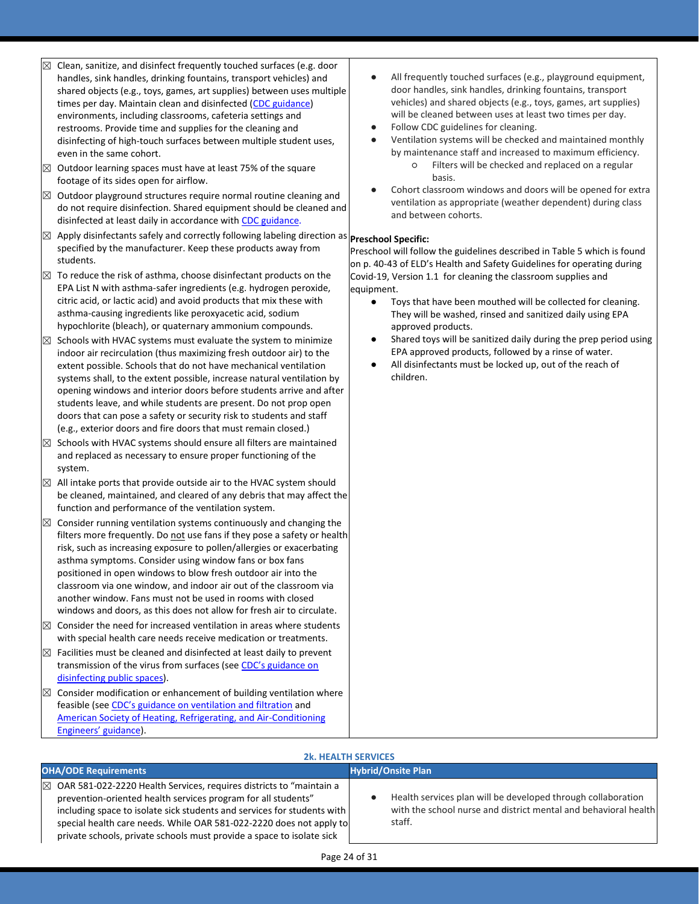| | |
|---|---|
| ☒ Clean, sanitize, and disinfect frequently touched surfaces (e.g. door handles, sink handles, drinking fountains, transport vehicles) and shared objects (e.g., toys, games, art supplies) between uses multiple times per day. Maintain clean and disinfected ([CDC guidance](#)) environments, including classrooms, cafeteria settings and restrooms. Provide time and supplies for the cleaning and disinfecting of high-touch surfaces between multiple student uses, even in the same cohort.<br>☒ Outdoor learning spaces must have at least 75% of the square footage of its sides open for airflow.<br>☒ Outdoor playground structures require normal routine cleaning and do not require disinfection. Shared equipment should be cleaned and disinfected at least daily in accordance with [CDC guidance](#).<br>☒ Apply disinfectants safely and correctly following labeling direction as specified by the manufacturer. Keep these products away from students.<br>☒ To reduce the risk of asthma, choose disinfectant products on the EPA List N with asthma-safer ingredients (e.g. hydrogen peroxide, citric acid, or lactic acid) and avoid products that mix these with asthma-causing ingredients like peroxyacetic acid, sodium hypochlorite (bleach), or quaternary ammonium compounds.<br>☒ Schools with HVAC systems must evaluate the system to minimize indoor air recirculation (thus maximizing fresh outdoor air) to the extent possible. Schools that do not have mechanical ventilation systems shall, to the extent possible, increase natural ventilation by opening windows and interior doors before students arrive and after students leave, and while students are present. Do not prop open doors that can pose a safety or security risk to students and staff (e.g., exterior doors and fire doors that must remain closed.)<br>☒ Schools with HVAC systems should ensure all filters are maintained and replaced as necessary to ensure proper functioning of the system.<br>☒ All intake ports that provide outside air to the HVAC system should be cleaned, maintained, and cleared of any debris that may affect the function and performance of the ventilation system.<br>☒ Consider running ventilation systems continuously and changing the filters more frequently. Do not use fans if they pose a safety or health risk, such as increasing exposure to pollen/allergies or exacerbating asthma symptoms. Consider using window fans or box fans positioned in open windows to blow fresh outdoor air into the classroom via one window, and indoor air out of the classroom via another window. Fans must not be used in rooms with closed windows and doors, as this does not allow for fresh air to circulate.<br>☒ Consider the need for increased ventilation in areas where students with special health care needs receive medication or treatments.<br>☒ Facilities must be cleaned and disinfected at least daily to prevent transmission of the virus from surfaces (see [CDC's guidance on disinfecting public spaces](#)).<br>☒ Consider modification or enhancement of building ventilation where feasible (see [CDC's guidance on ventilation and filtration](#) and [American Society of Heating, Refrigerating, and Air-Conditioning Engineers' guidance](#)). | • All frequently touched surfaces (e.g., playground equipment, door handles, sink handles, drinking fountains, transport vehicles) and shared objects (e.g., toys, games, art supplies) will be cleaned between uses at least two times per day.<br>• Follow CDC guidelines for cleaning.<br>• Ventilation systems will be checked and maintained monthly by maintenance staff and increased to maximum efficiency.<br>  ○ Filters will be checked and replaced on a regular basis.<br>• Cohort classroom windows and doors will be opened for extra ventilation as appropriate (weather dependent) during class and between cohorts.<br><br>**Preschool Specific:**<br>Preschool will follow the guidelines described in Table 5 which is found on p. 40-43 of ELD's Health and Safety Guidelines for operating during Covid-19, Version 1.1 for cleaning the classroom supplies and equipment.<br>• Toys that have been mouthed will be collected for cleaning. They will be washed, rinsed and sanitized daily using EPA approved products.<br>• Shared toys will be sanitized daily during the prep period using EPA approved products, followed by a rinse of water.<br>• All disinfectants must be locked up, out of the reach of children. |

## 2k. HEALTH SERVICES

| OHA/ODE Requirements | Hybrid/Onsite Plan |
|---|---|
| ☒ OAR 581-022-2220 Health Services, requires districts to "maintain a prevention-oriented health services program for all students" including space to isolate sick students and services for students with special health care needs. While OAR 581-022-2220 does not apply to private schools, private schools must provide a space to isolate sick | • Health services plan will be developed through collaboration with the school nurse and district mental and behavioral health staff. |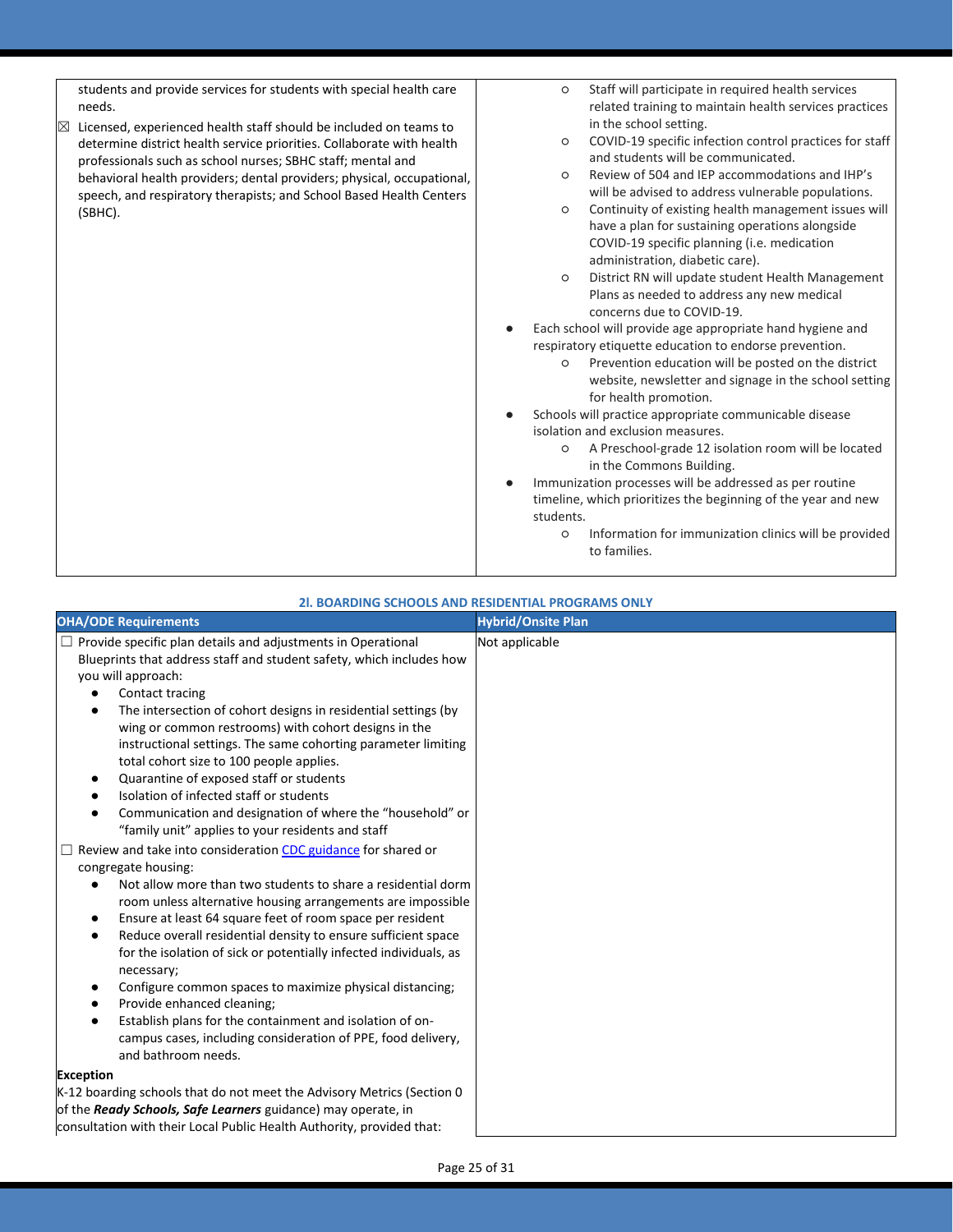| | |
|---|---|
| students and provide services for students with special health care needs.<br>☒ Licensed, experienced health staff should be included on teams to determine district health service priorities. Collaborate with health professionals such as school nurses; SBHC staff; mental and behavioral health providers; dental providers; physical, occupational, speech, and respiratory therapists; and School Based Health Centers (SBHC). | ○ Staff will participate in required health services related training to maintain health services practices in the school setting.<br>○ COVID-19 specific infection control practices for staff and students will be communicated.<br>○ Review of 504 and IEP accommodations and IHP's will be advised to address vulnerable populations.<br>○ Continuity of existing health management issues will have a plan for sustaining operations alongside COVID-19 specific planning (i.e. medication administration, diabetic care).<br>○ District RN will update student Health Management Plans as needed to address any new medical concerns due to COVID-19.<br>● Each school will provide age appropriate hand hygiene and respiratory etiquette education to endorse prevention.<br>○ Prevention education will be posted on the district website, newsletter and signage in the school setting for health promotion.<br>● Schools will practice appropriate communicable disease isolation and exclusion measures.<br>○ A Preschool-grade 12 isolation room will be located in the Commons Building.<br>● Immunization processes will be addressed as per routine timeline, which prioritizes the beginning of the year and new students.<br>○ Information for immunization clinics will be provided to families. |

### 2l. BOARDING SCHOOLS AND RESIDENTIAL PROGRAMS ONLY

| OHA/ODE Requirements | Hybrid/Onsite Plan |
|---|---|
| ☐ Provide specific plan details and adjustments in Operational Blueprints that address staff and student safety, which includes how you will approach:<br>● Contact tracing<br>● The intersection of cohort designs in residential settings (by wing or common restrooms) with cohort designs in the instructional settings. The same cohorting parameter limiting total cohort size to 100 people applies.<br>● Quarantine of exposed staff or students<br>● Isolation of infected staff or students<br>● Communication and designation of where the "household" or "family unit" applies to your residents and staff<br>☐ Review and take into consideration CDC guidance for shared or congregate housing:<br>● Not allow more than two students to share a residential dorm room unless alternative housing arrangements are impossible<br>● Ensure at least 64 square feet of room space per resident<br>● Reduce overall residential density to ensure sufficient space for the isolation of sick or potentially infected individuals, as necessary;<br>● Configure common spaces to maximize physical distancing;<br>● Provide enhanced cleaning;<br>● Establish plans for the containment and isolation of on-campus cases, including consideration of PPE, food delivery, and bathroom needs.<br>**Exception**<br>K-12 boarding schools that do not meet the Advisory Metrics (Section 0 of the ***Ready Schools, Safe Learners*** guidance) may operate, in consultation with their Local Public Health Authority, provided that: | Not applicable |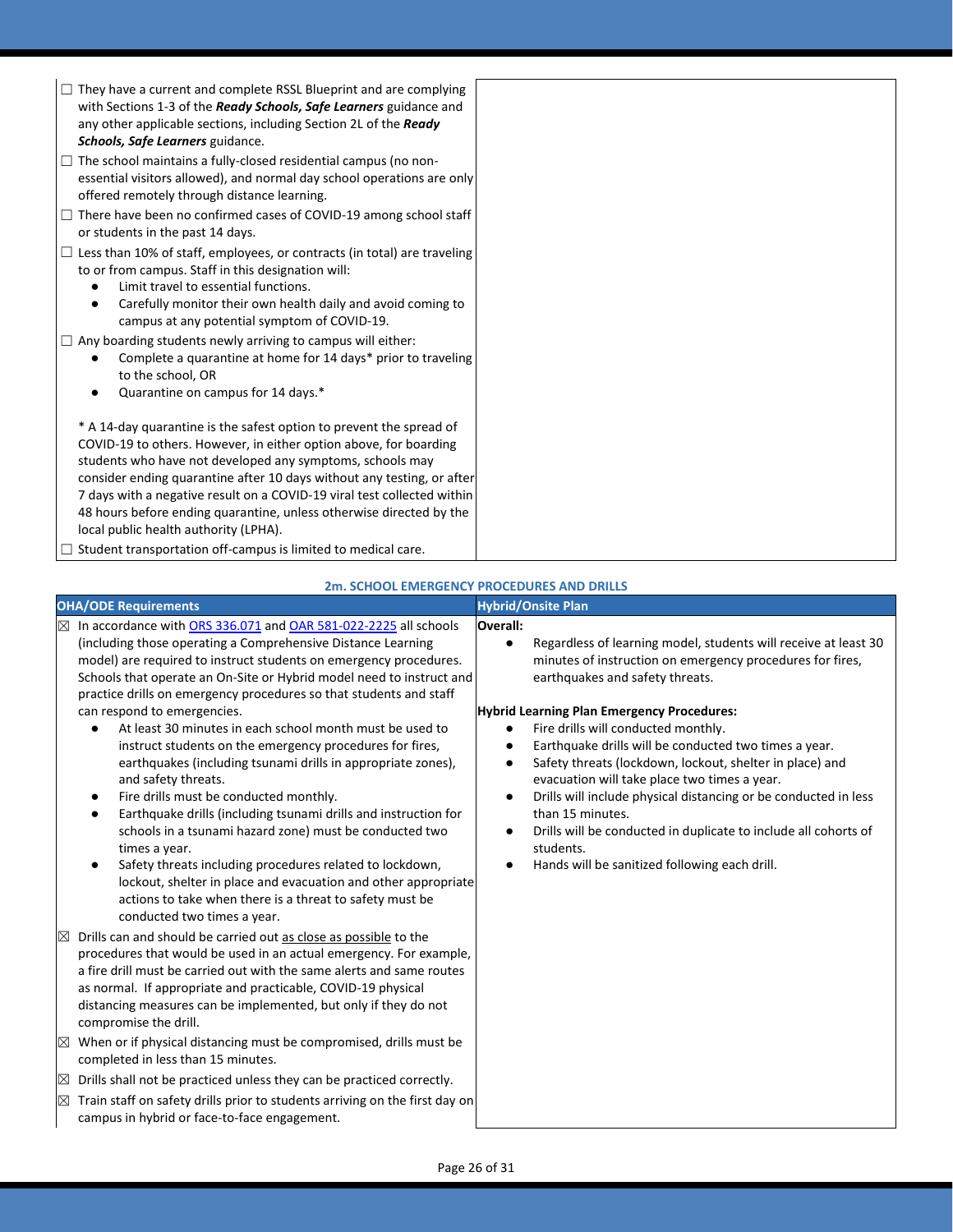| | |
|---|---|
| ☐ They have a current and complete RSSL Blueprint and are complying with Sections 1-3 of the ***Ready Schools, Safe Learners*** guidance and any other applicable sections, including Section 2L of the ***Ready Schools, Safe Learners*** guidance.<br>☐ The school maintains a fully-closed residential campus (no non-essential visitors allowed), and normal day school operations are only offered remotely through distance learning.<br>☐ There have been no confirmed cases of COVID-19 among school staff or students in the past 14 days.<br>☐ Less than 10% of staff, employees, or contracts (in total) are traveling to or from campus. Staff in this designation will:<br>● Limit travel to essential functions.<br>● Carefully monitor their own health daily and avoid coming to campus at any potential symptom of COVID-19.<br>☐ Any boarding students newly arriving to campus will either:<br>● Complete a quarantine at home for 14 days* prior to traveling to the school, OR<br>● Quarantine on campus for 14 days.*<br><br>* A 14-day quarantine is the safest option to prevent the spread of COVID-19 to others. However, in either option above, for boarding students who have not developed any symptoms, schools may consider ending quarantine after 10 days without any testing, or after 7 days with a negative result on a COVID-19 viral test collected within 48 hours before ending quarantine, unless otherwise directed by the local public health authority (LPHA).<br>☐ Student transportation off-campus is limited to medical care. | |

### 2m. SCHOOL EMERGENCY PROCEDURES AND DRILLS

| OHA/ODE Requirements | Hybrid/Onsite Plan |
|---|---|
| ☒ In accordance with ORS 336.071 and OAR 581-022-2225 all schools (including those operating a Comprehensive Distance Learning model) are required to instruct students on emergency procedures. Schools that operate an On-Site or Hybrid model need to instruct and practice drills on emergency procedures so that students and staff can respond to emergencies.<br>● At least 30 minutes in each school month must be used to instruct students on the emergency procedures for fires, earthquakes (including tsunami drills in appropriate zones), and safety threats.<br>● Fire drills must be conducted monthly.<br>● Earthquake drills (including tsunami drills and instruction for schools in a tsunami hazard zone) must be conducted two times a year.<br>● Safety threats including procedures related to lockdown, lockout, shelter in place and evacuation and other appropriate actions to take when there is a threat to safety must be conducted two times a year.<br>☒ Drills can and should be carried out as close as possible to the procedures that would be used in an actual emergency. For example, a fire drill must be carried out with the same alerts and same routes as normal. If appropriate and practicable, COVID-19 physical distancing measures can be implemented, but only if they do not compromise the drill.<br>☒ When or if physical distancing must be compromised, drills must be completed in less than 15 minutes.<br>☒ Drills shall not be practiced unless they can be practiced correctly.<br>☒ Train staff on safety drills prior to students arriving on the first day on campus in hybrid or face-to-face engagement. | **Overall:**<br>● Regardless of learning model, students will receive at least 30 minutes of instruction on emergency procedures for fires, earthquakes and safety threats.<br><br>**Hybrid Learning Plan Emergency Procedures:**<br>● Fire drills will conducted monthly.<br>● Earthquake drills will be conducted two times a year.<br>● Safety threats (lockdown, lockout, shelter in place) and evacuation will take place two times a year.<br>● Drills will include physical distancing or be conducted in less than 15 minutes.<br>● Drills will be conducted in duplicate to include all cohorts of students.<br>● Hands will be sanitized following each drill. |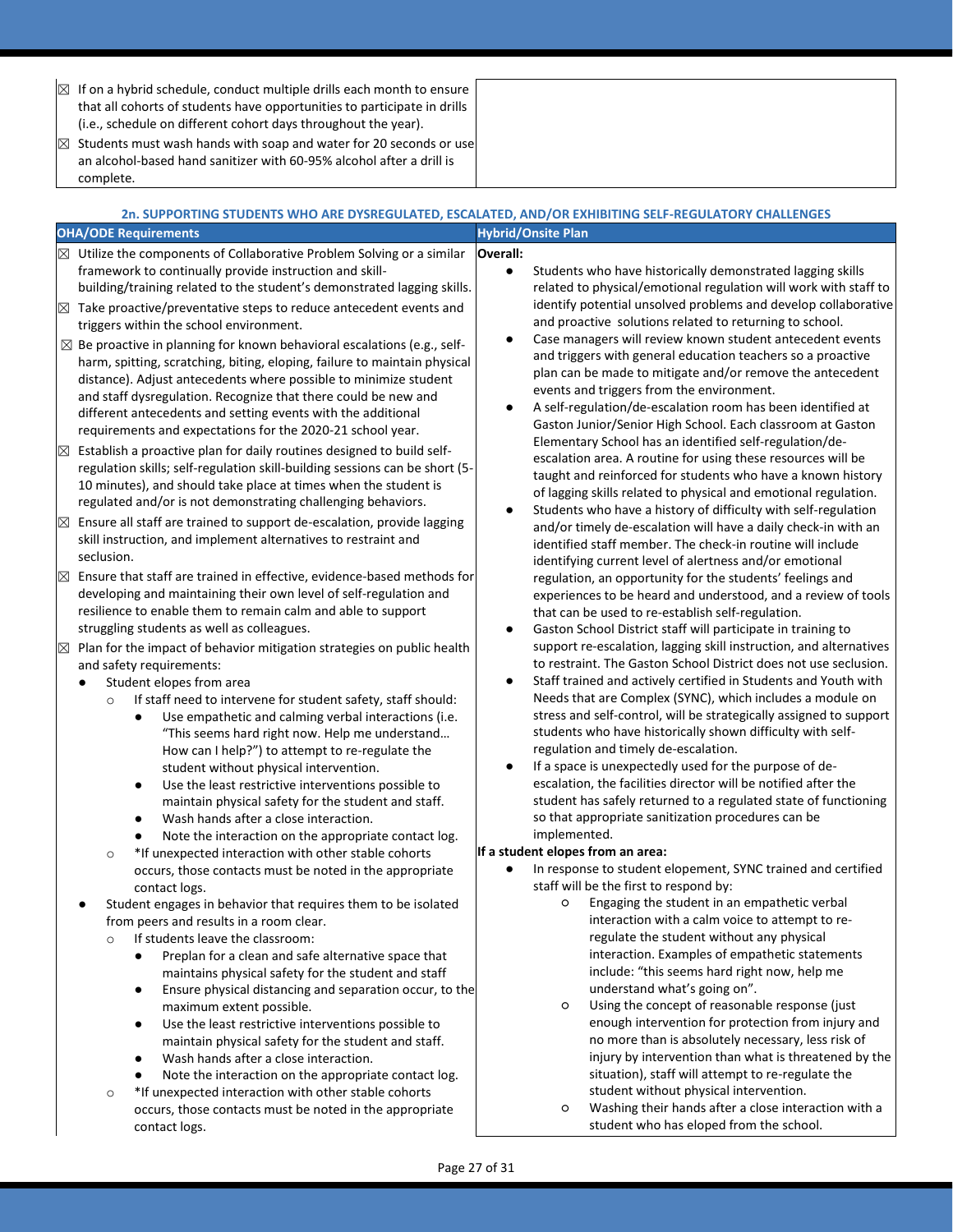| | |
|---|---|
| ☒ If on a hybrid schedule, conduct multiple drills each month to ensure that all cohorts of students have opportunities to participate in drills (i.e., schedule on different cohort days throughout the year).<br>☒ Students must wash hands with soap and water for 20 seconds or use an alcohol-based hand sanitizer with 60-95% alcohol after a drill is complete. | |

**2n. SUPPORTING STUDENTS WHO ARE DYSREGULATED, ESCALATED, AND/OR EXHIBITING SELF-REGULATORY CHALLENGES**

| OHA/ODE Requirements | Hybrid/Onsite Plan |
|---|---|
| ☒ Utilize the components of Collaborative Problem Solving or a similar framework to continually provide instruction and skill-building/training related to the student's demonstrated lagging skills.<br>☒ Take proactive/preventative steps to reduce antecedent events and triggers within the school environment.<br>☒ Be proactive in planning for known behavioral escalations (e.g., self-harm, spitting, scratching, biting, eloping, failure to maintain physical distance). Adjust antecedents where possible to minimize student and staff dysregulation. Recognize that there could be new and different antecedents and setting events with the additional requirements and expectations for the 2020-21 school year.<br>☒ Establish a proactive plan for daily routines designed to build self-regulation skills; self-regulation skill-building sessions can be short (5-10 minutes), and should take place at times when the student is regulated and/or is not demonstrating challenging behaviors.<br>☒ Ensure all staff are trained to support de-escalation, provide lagging skill instruction, and implement alternatives to restraint and seclusion.<br>☒ Ensure that staff are trained in effective, evidence-based methods for developing and maintaining their own level of self-regulation and resilience to enable them to remain calm and able to support struggling students as well as colleagues.<br>☒ Plan for the impact of behavior mitigation strategies on public health and safety requirements:<br>● Student elopes from area<br>○ If staff need to intervene for student safety, staff should:<br>■ Use empathetic and calming verbal interactions (i.e. "This seems hard right now. Help me understand… How can I help?") to attempt to re-regulate the student without physical intervention.<br>■ Use the least restrictive interventions possible to maintain physical safety for the student and staff.<br>■ Wash hands after a close interaction.<br>■ Note the interaction on the appropriate contact log.<br>○ *If unexpected interaction with other stable cohorts occurs, those contacts must be noted in the appropriate contact logs.<br>● Student engages in behavior that requires them to be isolated from peers and results in a room clear.<br>○ If students leave the classroom:<br>■ Preplan for a clean and safe alternative space that maintains physical safety for the student and staff<br>■ Ensure physical distancing and separation occur, to the maximum extent possible.<br>■ Use the least restrictive interventions possible to maintain physical safety for the student and staff.<br>■ Wash hands after a close interaction.<br>■ Note the interaction on the appropriate contact log.<br>○ *If unexpected interaction with other stable cohorts occurs, those contacts must be noted in the appropriate contact logs. | **Overall:**<br>● Students who have historically demonstrated lagging skills related to physical/emotional regulation will work with staff to identify potential unsolved problems and develop collaborative and proactive solutions related to returning to school.<br>● Case managers will review known student antecedent events and triggers with general education teachers so a proactive plan can be made to mitigate and/or remove the antecedent events and triggers from the environment.<br>● A self-regulation/de-escalation room has been identified at Gaston Junior/Senior High School. Each classroom at Gaston Elementary School has an identified self-regulation/de-escalation area. A routine for using these resources will be taught and reinforced for students who have a known history of lagging skills related to physical and emotional regulation.<br>● Students who have a history of difficulty with self-regulation and/or timely de-escalation will have a daily check-in with an identified staff member. The check-in routine will include identifying current level of alertness and/or emotional regulation, an opportunity for the students' feelings and experiences to be heard and understood, and a review of tools that can be used to re-establish self-regulation.<br>● Gaston School District staff will participate in training to support re-escalation, lagging skill instruction, and alternatives to restraint. The Gaston School District does not use seclusion.<br>● Staff trained and actively certified in Students and Youth with Needs that are Complex (SYNC), which includes a module on stress and self-control, will be strategically assigned to support students who have historically shown difficulty with self-regulation and timely de-escalation.<br>● If a space is unexpectedly used for the purpose of de-escalation, the facilities director will be notified after the student has safely returned to a regulated state of functioning so that appropriate sanitization procedures can be implemented.<br>**If a student elopes from an area:**<br>● In response to student elopement, SYNC trained and certified staff will be the first to respond by:<br>○ Engaging the student in an empathetic verbal interaction with a calm voice to attempt to re-regulate the student without any physical interaction. Examples of empathetic statements include: "this seems hard right now, help me understand what's going on".<br>○ Using the concept of reasonable response (just enough intervention for protection from injury and no more than is absolutely necessary, less risk of injury by intervention than what is threatened by the situation), staff will attempt to re-regulate the student without physical intervention.<br>○ Washing their hands after a close interaction with a student who has eloped from the school. |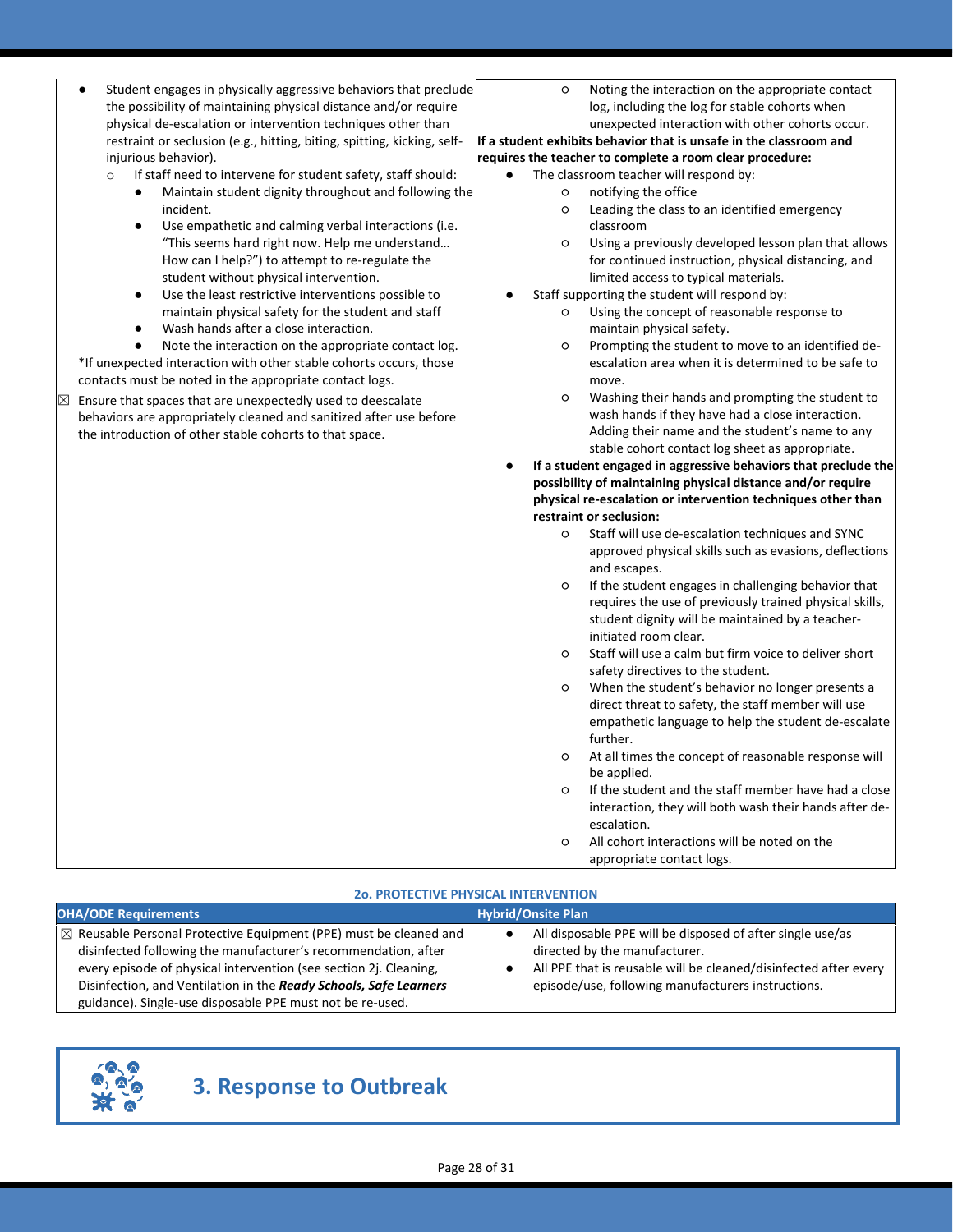| | |
|---|---|
| ● Student engages in physically aggressive behaviors that preclude the possibility of maintaining physical distance and/or require physical de-escalation or intervention techniques other than restraint or seclusion (e.g., hitting, biting, spitting, kicking, self-injurious behavior).<br>○ If staff need to intervene for student safety, staff should:<br>● Maintain student dignity throughout and following the incident.<br>● Use empathetic and calming verbal interactions (i.e. "This seems hard right now. Help me understand… How can I help?") to attempt to re-regulate the student without physical intervention.<br>● Use the least restrictive interventions possible to maintain physical safety for the student and staff<br>● Wash hands after a close interaction.<br>● Note the interaction on the appropriate contact log.<br>*If unexpected interaction with other stable cohorts occurs, those contacts must be noted in the appropriate contact logs.<br>☒ Ensure that spaces that are unexpectedly used to deescalate behaviors are appropriately cleaned and sanitized after use before the introduction of other stable cohorts to that space. | ○ Noting the interaction on the appropriate contact log, including the log for stable cohorts when unexpected interaction with other cohorts occur.<br>**If a student exhibits behavior that is unsafe in the classroom and requires the teacher to complete a room clear procedure:**<br>● The classroom teacher will respond by:<br>○ notifying the office<br>○ Leading the class to an identified emergency classroom<br>○ Using a previously developed lesson plan that allows for continued instruction, physical distancing, and limited access to typical materials.<br>● Staff supporting the student will respond by:<br>○ Using the concept of reasonable response to maintain physical safety.<br>○ Prompting the student to move to an identified de-escalation area when it is determined to be safe to move.<br>○ Washing their hands and prompting the student to wash hands if they have had a close interaction. Adding their name and the student's name to any stable cohort contact log sheet as appropriate.<br>● **If a student engaged in aggressive behaviors that preclude the possibility of maintaining physical distance and/or require physical re-escalation or intervention techniques other than restraint or seclusion:**<br>○ Staff will use de-escalation techniques and SYNC approved physical skills such as evasions, deflections and escapes.<br>○ If the student engages in challenging behavior that requires the use of previously trained physical skills, student dignity will be maintained by a teacher-initiated room clear.<br>○ Staff will use a calm but firm voice to deliver short safety directives to the student.<br>○ When the student's behavior no longer presents a direct threat to safety, the staff member will use empathetic language to help the student de-escalate further.<br>○ At all times the concept of reasonable response will be applied.<br>○ If the student and the staff member have had a close interaction, they will both wash their hands after de-escalation.<br>○ All cohort interactions will be noted on the appropriate contact logs. |

**2o. PROTECTIVE PHYSICAL INTERVENTION**

| OHA/ODE Requirements | Hybrid/Onsite Plan |
|---|---|
| ☒ Reusable Personal Protective Equipment (PPE) must be cleaned and disinfected following the manufacturer's recommendation, after every episode of physical intervention (see section 2j. Cleaning, Disinfection, and Ventilation in the ***Ready Schools, Safe Learners*** guidance). Single-use disposable PPE must not be re-used. | ● All disposable PPE will be disposed of after single use/as directed by the manufacturer.<br>● All PPE that is reusable will be cleaned/disinfected after every episode/use, following manufacturers instructions. |

## 3. Response to Outbreak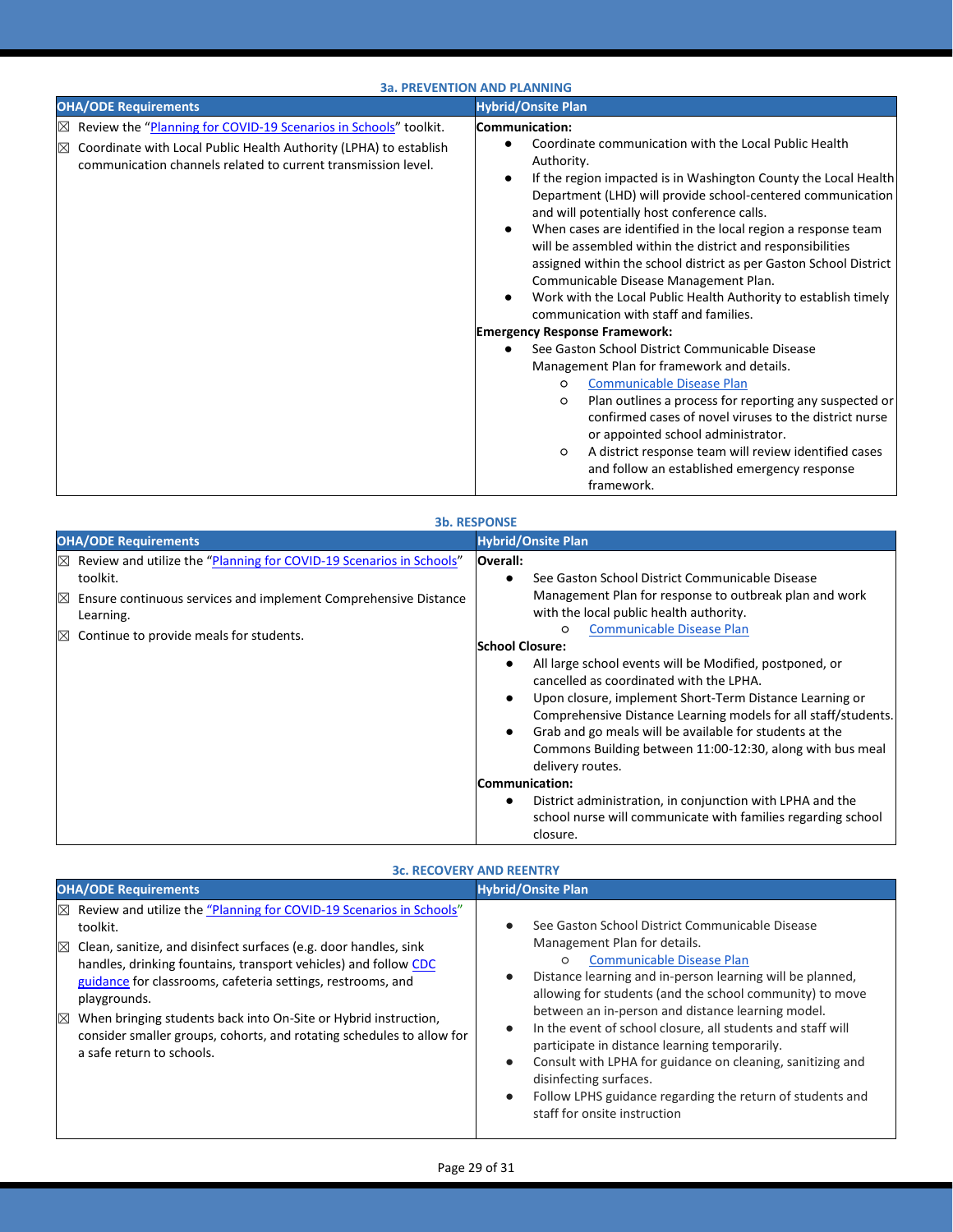### 3a. PREVENTION AND PLANNING

| OHA/ODE Requirements | Hybrid/Onsite Plan |
|---|---|
| ☒ Review the "Planning for COVID-19 Scenarios in Schools" toolkit.<br>☒ Coordinate with Local Public Health Authority (LPHA) to establish communication channels related to current transmission level. | **Communication:**<br>● Coordinate communication with the Local Public Health Authority.<br>● If the region impacted is in Washington County the Local Health Department (LHD) will provide school-centered communication and will potentially host conference calls.<br>● When cases are identified in the local region a response team will be assembled within the district and responsibilities assigned within the school district as per Gaston School District Communicable Disease Management Plan.<br>● Work with the Local Public Health Authority to establish timely communication with staff and families.<br>**Emergency Response Framework:**<br>● See Gaston School District Communicable Disease Management Plan for framework and details.<br>○ Communicable Disease Plan<br>○ Plan outlines a process for reporting any suspected or confirmed cases of novel viruses to the district nurse or appointed school administrator.<br>○ A district response team will review identified cases and follow an established emergency response framework. |

### 3b. RESPONSE

| OHA/ODE Requirements | Hybrid/Onsite Plan |
|---|---|
| ☒ Review and utilize the "Planning for COVID-19 Scenarios in Schools" toolkit.<br>☒ Ensure continuous services and implement Comprehensive Distance Learning.<br>☒ Continue to provide meals for students. | **Overall:**<br>● See Gaston School District Communicable Disease Management Plan for response to outbreak plan and work with the local public health authority.<br>○ Communicable Disease Plan<br>**School Closure:**<br>● All large school events will be Modified, postponed, or cancelled as coordinated with the LPHA.<br>● Upon closure, implement Short-Term Distance Learning or Comprehensive Distance Learning models for all staff/students.<br>● Grab and go meals will be available for students at the Commons Building between 11:00-12:30, along with bus meal delivery routes.<br>**Communication:**<br>● District administration, in conjunction with LPHA and the school nurse will communicate with families regarding school closure. |

### 3c. RECOVERY AND REENTRY

| OHA/ODE Requirements | Hybrid/Onsite Plan |
|---|---|
| ☒ Review and utilize the "Planning for COVID-19 Scenarios in Schools" toolkit.<br>☒ Clean, sanitize, and disinfect surfaces (e.g. door handles, sink handles, drinking fountains, transport vehicles) and follow CDC guidance for classrooms, cafeteria settings, restrooms, and playgrounds.<br>☒ When bringing students back into On-Site or Hybrid instruction, consider smaller groups, cohorts, and rotating schedules to allow for a safe return to schools. | ● See Gaston School District Communicable Disease Management Plan for details.<br>○ Communicable Disease Plan<br>● Distance learning and in-person learning will be planned, allowing for students (and the school community) to move between an in-person and distance learning model.<br>● In the event of school closure, all students and staff will participate in distance learning temporarily.<br>● Consult with LPHA for guidance on cleaning, sanitizing and disinfecting surfaces.<br>● Follow LPHS guidance regarding the return of students and staff for onsite instruction |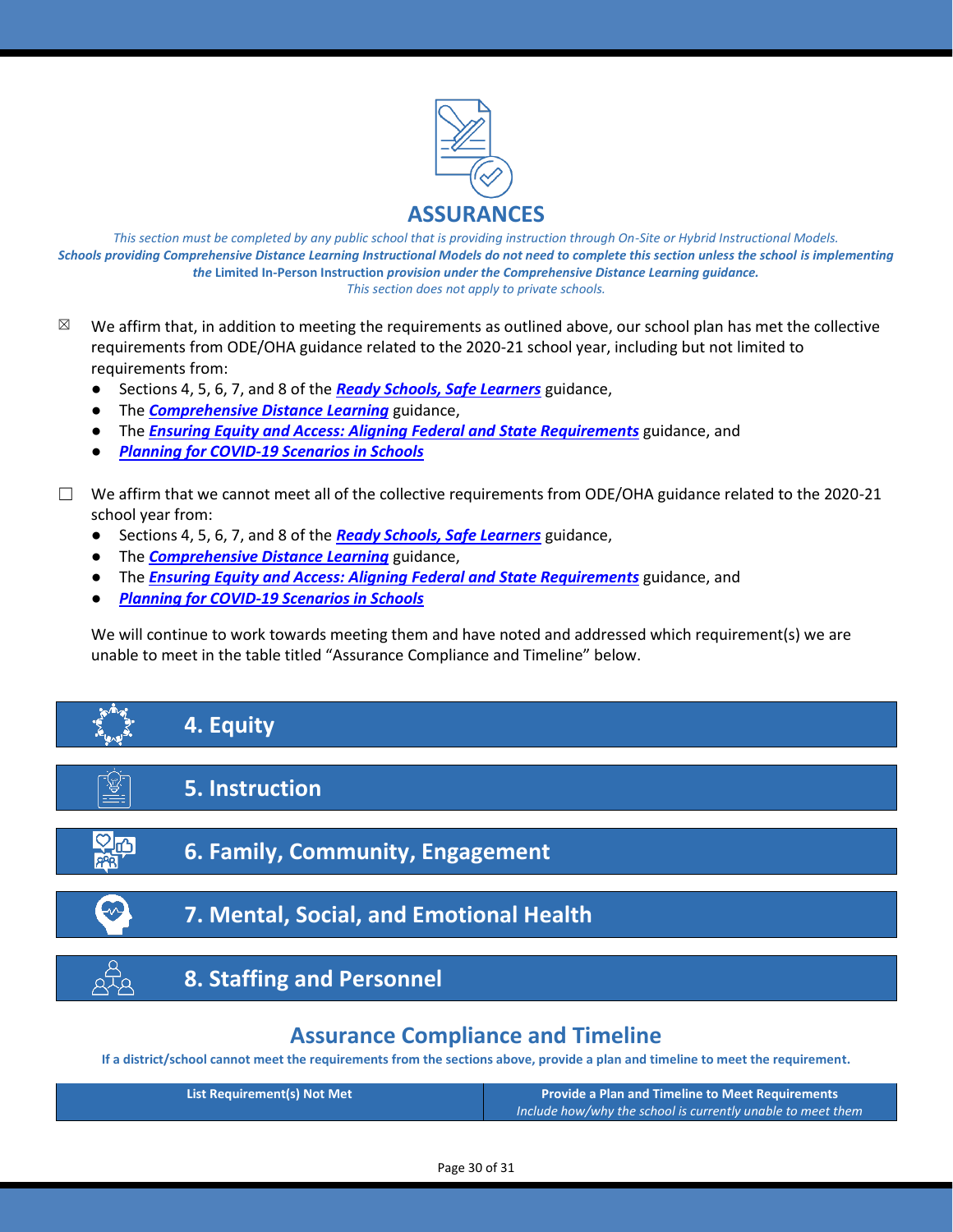# ASSURANCES

*This section must be completed by any public school that is providing instruction through On-Site or Hybrid Instructional Models.*
***Schools providing Comprehensive Distance Learning Instructional Models do not need to complete this section unless the school is implementing the*** **Limited In-Person Instruction** ***provision under the Comprehensive Distance Learning guidance.***
*This section does not apply to private schools.*

☒ We affirm that, in addition to meeting the requirements as outlined above, our school plan has met the collective requirements from ODE/OHA guidance related to the 2020-21 school year, including but not limited to requirements from:

- Sections 4, 5, 6, 7, and 8 of the ***Ready Schools, Safe Learners*** guidance,
- The ***Comprehensive Distance Learning*** guidance,
- The ***Ensuring Equity and Access: Aligning Federal and State Requirements*** guidance, and
- ***Planning for COVID-19 Scenarios in Schools***

☐ We affirm that we cannot meet all of the collective requirements from ODE/OHA guidance related to the 2020-21 school year from:

- Sections 4, 5, 6, 7, and 8 of the ***Ready Schools, Safe Learners*** guidance,
- The ***Comprehensive Distance Learning*** guidance,
- The ***Ensuring Equity and Access: Aligning Federal and State Requirements*** guidance, and
- ***Planning for COVID-19 Scenarios in Schools***

We will continue to work towards meeting them and have noted and addressed which requirement(s) we are unable to meet in the table titled "Assurance Compliance and Timeline" below.

## 4. Equity

## 5. Instruction

## 6. Family, Community, Engagement

## 7. Mental, Social, and Emotional Health

## 8. Staffing and Personnel

## Assurance Compliance and Timeline

**If a district/school cannot meet the requirements from the sections above, provide a plan and timeline to meet the requirement.**

| List Requirement(s) Not Met | Provide a Plan and Timeline to Meet Requirements *Include how/why the school is currently unable to meet them* |
|---|---|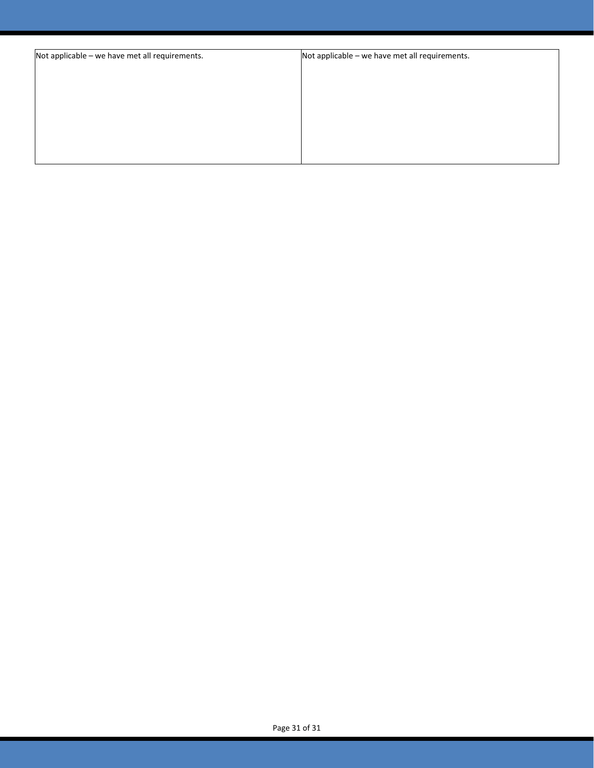| | |
|---|---|
| Not applicable – we have met all requirements. | Not applicable – we have met all requirements. |